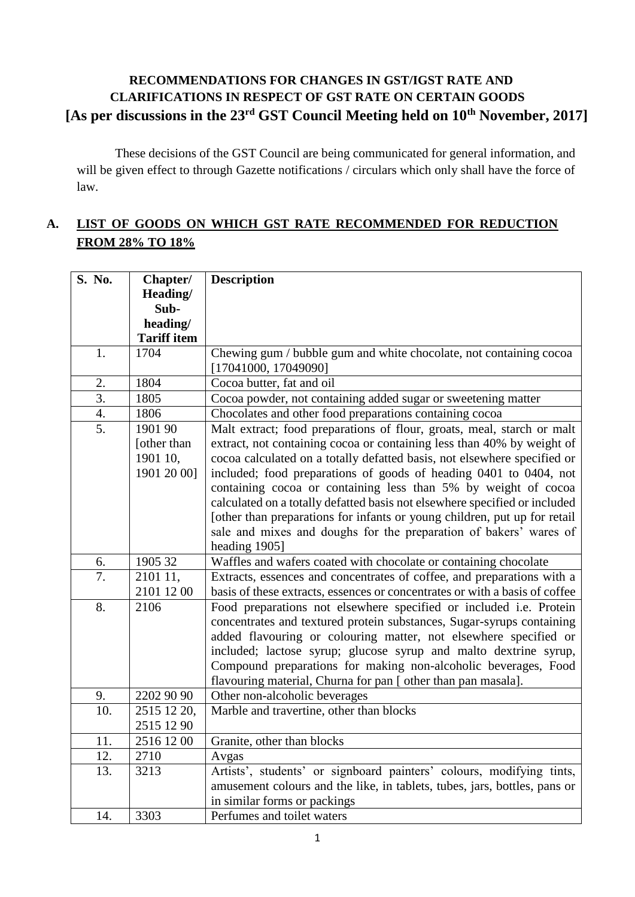**RECOMMENDATIONS FOR CHANGES IN GST/IGST RATE AND CLARIFICATIONS IN RESPECT OF GST RATE ON CERTAIN GOODS**
**[As per discussions in the 23rd GST Council Meeting held on 10th November, 2017]**

These decisions of the GST Council are being communicated for general information, and will be given effect to through Gazette notifications / circulars which only shall have the force of law.

## A. LIST OF GOODS ON WHICH GST RATE RECOMMENDED FOR REDUCTION FROM 28% TO 18%

| S. No. | Chapter/ Heading/ Sub-heading/ Tariff item | Description |
|---|---|---|
| 1. | 1704 | Chewing gum / bubble gum and white chocolate, not containing cocoa [17041000, 17049090] |
| 2. | 1804 | Cocoa butter, fat and oil |
| 3. | 1805 | Cocoa powder, not containing added sugar or sweetening matter |
| 4. | 1806 | Chocolates and other food preparations containing cocoa |
| 5. | 1901 90 [other than 1901 10, 1901 20 00] | Malt extract; food preparations of flour, groats, meal, starch or malt extract, not containing cocoa or containing less than 40% by weight of cocoa calculated on a totally defatted basis, not elsewhere specified or included; food preparations of goods of heading 0401 to 0404, not containing cocoa or containing less than 5% by weight of cocoa calculated on a totally defatted basis not elsewhere specified or included [other than preparations for infants or young children, put up for retail sale and mixes and doughs for the preparation of bakers' wares of heading 1905] |
| 6. | 1905 32 | Waffles and wafers coated with chocolate or containing chocolate |
| 7. | 2101 11, 2101 12 00 | Extracts, essences and concentrates of coffee, and preparations with a basis of these extracts, essences or concentrates or with a basis of coffee |
| 8. | 2106 | Food preparations not elsewhere specified or included i.e. Protein concentrates and textured protein substances, Sugar-syrups containing added flavouring or colouring matter, not elsewhere specified or included; lactose syrup; glucose syrup and malto dextrine syrup, Compound preparations for making non-alcoholic beverages, Food flavouring material, Churna for pan [ other than pan masala]. |
| 9. | 2202 90 90 | Other non-alcoholic beverages |
| 10. | 2515 12 20, 2515 12 90 | Marble and travertine, other than blocks |
| 11. | 2516 12 00 | Granite, other than blocks |
| 12. | 2710 | Avgas |
| 13. | 3213 | Artists', students' or signboard painters' colours, modifying tints, amusement colours and the like, in tablets, tubes, jars, bottles, pans or in similar forms or packings |
| 14. | 3303 | Perfumes and toilet waters |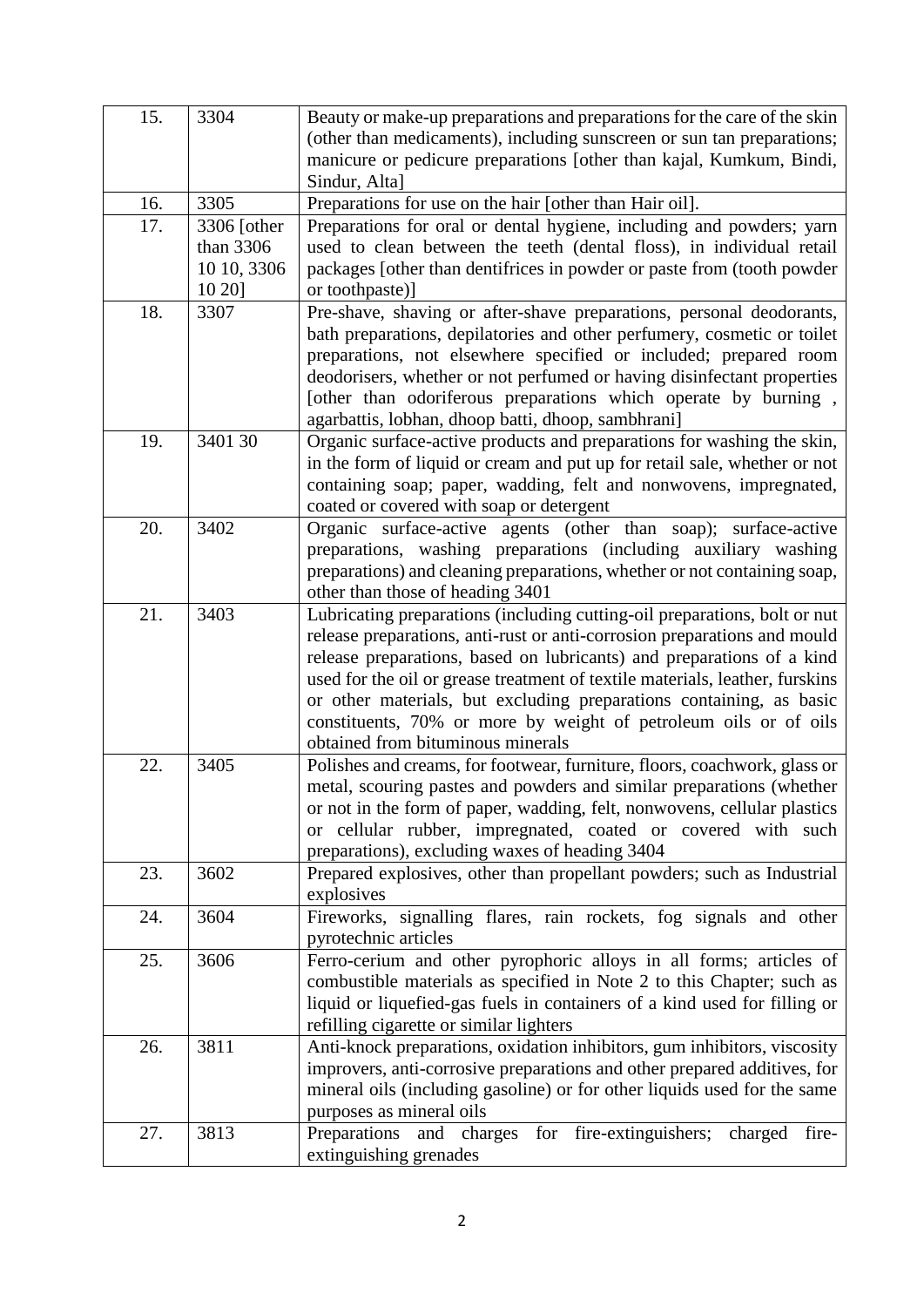| 15. | 3304 | Beauty or make-up preparations and preparations for the care of the skin (other than medicaments), including sunscreen or sun tan preparations; manicure or pedicure preparations [other than kajal, Kumkum, Bindi, Sindur, Alta] |
|---|---|---|
| 16. | 3305 | Preparations for use on the hair [other than Hair oil]. |
| 17. | 3306 [other than 3306 10 10, 3306 10 20] | Preparations for oral or dental hygiene, including and powders; yarn used to clean between the teeth (dental floss), in individual retail packages [other than dentifrices in powder or paste from (tooth powder or toothpaste)] |
| 18. | 3307 | Pre-shave, shaving or after-shave preparations, personal deodorants, bath preparations, depilatories and other perfumery, cosmetic or toilet preparations, not elsewhere specified or included; prepared room deodorisers, whether or not perfumed or having disinfectant properties [other than odoriferous preparations which operate by burning , agarbattis, lobhan, dhoop batti, dhoop, sambhrani] |
| 19. | 3401 30 | Organic surface-active products and preparations for washing the skin, in the form of liquid or cream and put up for retail sale, whether or not containing soap; paper, wadding, felt and nonwovens, impregnated, coated or covered with soap or detergent |
| 20. | 3402 | Organic surface-active agents (other than soap); surface-active preparations, washing preparations (including auxiliary washing preparations) and cleaning preparations, whether or not containing soap, other than those of heading 3401 |
| 21. | 3403 | Lubricating preparations (including cutting-oil preparations, bolt or nut release preparations, anti-rust or anti-corrosion preparations and mould release preparations, based on lubricants) and preparations of a kind used for the oil or grease treatment of textile materials, leather, furskins or other materials, but excluding preparations containing, as basic constituents, 70% or more by weight of petroleum oils or of oils obtained from bituminous minerals |
| 22. | 3405 | Polishes and creams, for footwear, furniture, floors, coachwork, glass or metal, scouring pastes and powders and similar preparations (whether or not in the form of paper, wadding, felt, nonwovens, cellular plastics or cellular rubber, impregnated, coated or covered with such preparations), excluding waxes of heading 3404 |
| 23. | 3602 | Prepared explosives, other than propellant powders; such as Industrial explosives |
| 24. | 3604 | Fireworks, signalling flares, rain rockets, fog signals and other pyrotechnic articles |
| 25. | 3606 | Ferro-cerium and other pyrophoric alloys in all forms; articles of combustible materials as specified in Note 2 to this Chapter; such as liquid or liquefied-gas fuels in containers of a kind used for filling or refilling cigarette or similar lighters |
| 26. | 3811 | Anti-knock preparations, oxidation inhibitors, gum inhibitors, viscosity improvers, anti-corrosive preparations and other prepared additives, for mineral oils (including gasoline) or for other liquids used for the same purposes as mineral oils |
| 27. | 3813 | Preparations and charges for fire-extinguishers; charged fire-extinguishing grenades |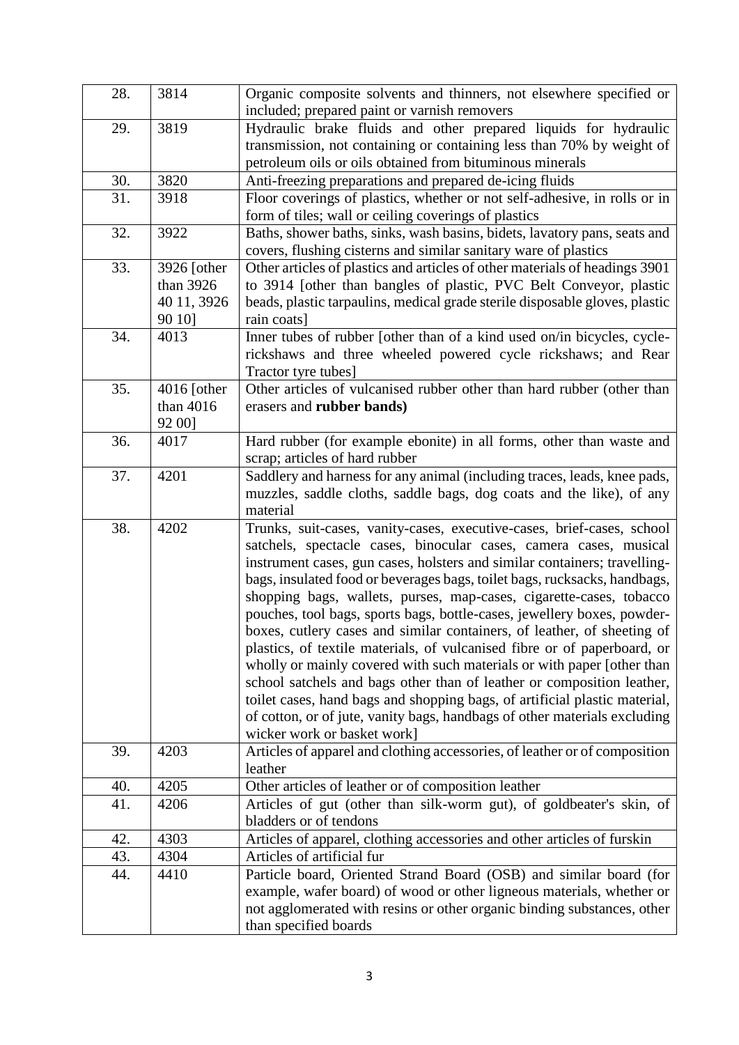| 28. | 3814 | Organic composite solvents and thinners, not elsewhere specified or included; prepared paint or varnish removers |
|---|---|---|
| 29. | 3819 | Hydraulic brake fluids and other prepared liquids for hydraulic transmission, not containing or containing less than 70% by weight of petroleum oils or oils obtained from bituminous minerals |
| 30. | 3820 | Anti-freezing preparations and prepared de-icing fluids |
| 31. | 3918 | Floor coverings of plastics, whether or not self-adhesive, in rolls or in form of tiles; wall or ceiling coverings of plastics |
| 32. | 3922 | Baths, shower baths, sinks, wash basins, bidets, lavatory pans, seats and covers, flushing cisterns and similar sanitary ware of plastics |
| 33. | 3926 [other than 3926 40 11, 3926 90 10] | Other articles of plastics and articles of other materials of headings 3901 to 3914 [other than bangles of plastic, PVC Belt Conveyor, plastic beads, plastic tarpaulins, medical grade sterile disposable gloves, plastic rain coats] |
| 34. | 4013 | Inner tubes of rubber [other than of a kind used on/in bicycles, cycle-rickshaws and three wheeled powered cycle rickshaws; and Rear Tractor tyre tubes] |
| 35. | 4016 [other than 4016 92 00] | Other articles of vulcanised rubber other than hard rubber (other than erasers and **rubber bands)** |
| 36. | 4017 | Hard rubber (for example ebonite) in all forms, other than waste and scrap; articles of hard rubber |
| 37. | 4201 | Saddlery and harness for any animal (including traces, leads, knee pads, muzzles, saddle cloths, saddle bags, dog coats and the like), of any material |
| 38. | 4202 | Trunks, suit-cases, vanity-cases, executive-cases, brief-cases, school satchels, spectacle cases, binocular cases, camera cases, musical instrument cases, gun cases, holsters and similar containers; travelling-bags, insulated food or beverages bags, toilet bags, rucksacks, handbags, shopping bags, wallets, purses, map-cases, cigarette-cases, tobacco pouches, tool bags, sports bags, bottle-cases, jewellery boxes, powder-boxes, cutlery cases and similar containers, of leather, of sheeting of plastics, of textile materials, of vulcanised fibre or of paperboard, or wholly or mainly covered with such materials or with paper [other than school satchels and bags other than of leather or composition leather, toilet cases, hand bags and shopping bags, of artificial plastic material, of cotton, or of jute, vanity bags, handbags of other materials excluding wicker work or basket work] |
| 39. | 4203 | Articles of apparel and clothing accessories, of leather or of composition leather |
| 40. | 4205 | Other articles of leather or of composition leather |
| 41. | 4206 | Articles of gut (other than silk-worm gut), of goldbeater's skin, of bladders or of tendons |
| 42. | 4303 | Articles of apparel, clothing accessories and other articles of furskin |
| 43. | 4304 | Articles of artificial fur |
| 44. | 4410 | Particle board, Oriented Strand Board (OSB) and similar board (for example, wafer board) of wood or other ligneous materials, whether or not agglomerated with resins or other organic binding substances, other than specified boards |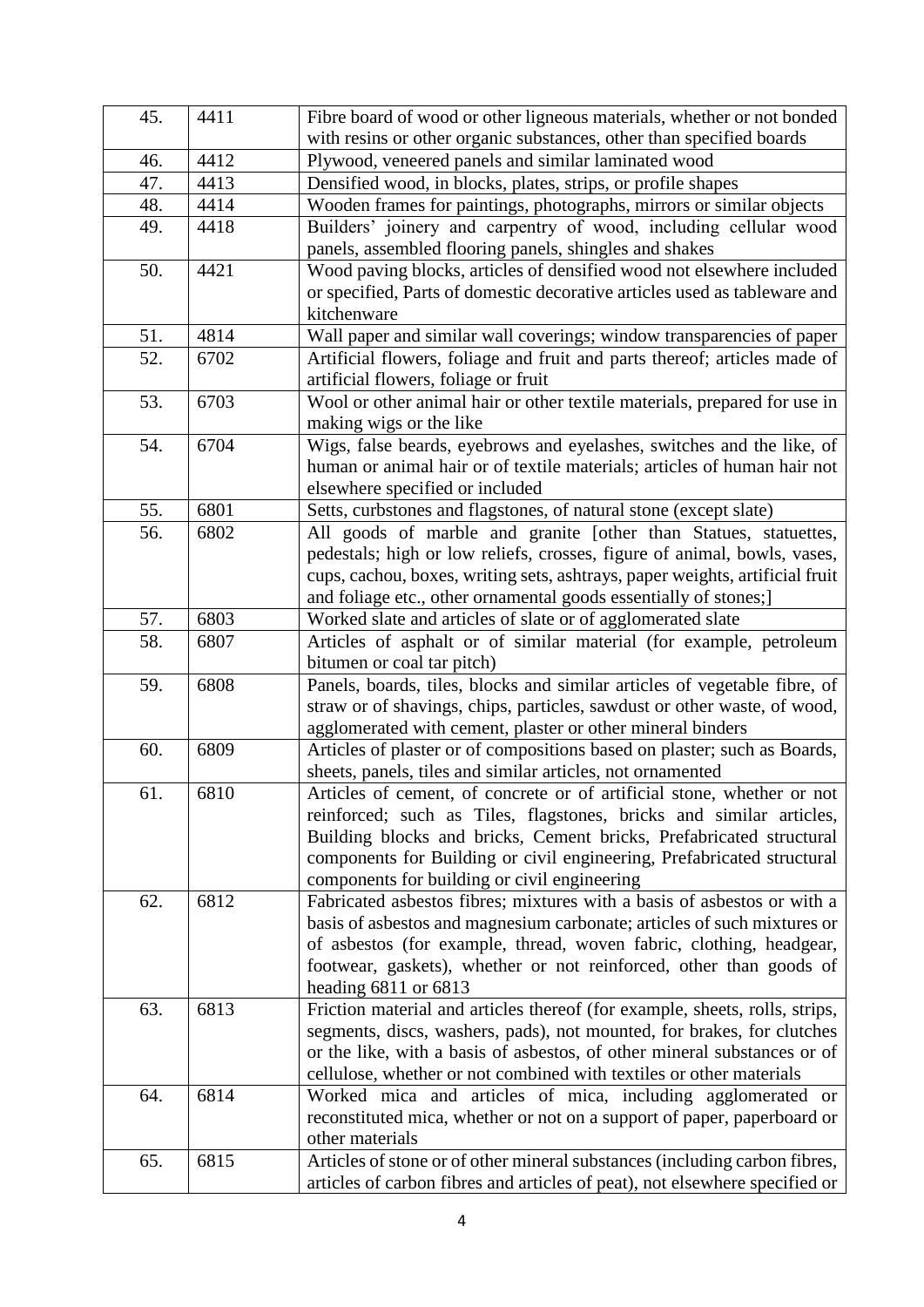| | | |
|---|---|---|
| 45. | 4411 | Fibre board of wood or other ligneous materials, whether or not bonded with resins or other organic substances, other than specified boards |
| 46. | 4412 | Plywood, veneered panels and similar laminated wood |
| 47. | 4413 | Densified wood, in blocks, plates, strips, or profile shapes |
| 48. | 4414 | Wooden frames for paintings, photographs, mirrors or similar objects |
| 49. | 4418 | Builders' joinery and carpentry of wood, including cellular wood panels, assembled flooring panels, shingles and shakes |
| 50. | 4421 | Wood paving blocks, articles of densified wood not elsewhere included or specified, Parts of domestic decorative articles used as tableware and kitchenware |
| 51. | 4814 | Wall paper and similar wall coverings; window transparencies of paper |
| 52. | 6702 | Artificial flowers, foliage and fruit and parts thereof; articles made of artificial flowers, foliage or fruit |
| 53. | 6703 | Wool or other animal hair or other textile materials, prepared for use in making wigs or the like |
| 54. | 6704 | Wigs, false beards, eyebrows and eyelashes, switches and the like, of human or animal hair or of textile materials; articles of human hair not elsewhere specified or included |
| 55. | 6801 | Setts, curbstones and flagstones, of natural stone (except slate) |
| 56. | 6802 | All goods of marble and granite [other than Statues, statuettes, pedestals; high or low reliefs, crosses, figure of animal, bowls, vases, cups, cachou, boxes, writing sets, ashtrays, paper weights, artificial fruit and foliage etc., other ornamental goods essentially of stones;] |
| 57. | 6803 | Worked slate and articles of slate or of agglomerated slate |
| 58. | 6807 | Articles of asphalt or of similar material (for example, petroleum bitumen or coal tar pitch) |
| 59. | 6808 | Panels, boards, tiles, blocks and similar articles of vegetable fibre, of straw or of shavings, chips, particles, sawdust or other waste, of wood, agglomerated with cement, plaster or other mineral binders |
| 60. | 6809 | Articles of plaster or of compositions based on plaster; such as Boards, sheets, panels, tiles and similar articles, not ornamented |
| 61. | 6810 | Articles of cement, of concrete or of artificial stone, whether or not reinforced; such as Tiles, flagstones, bricks and similar articles, Building blocks and bricks, Cement bricks, Prefabricated structural components for Building or civil engineering, Prefabricated structural components for building or civil engineering |
| 62. | 6812 | Fabricated asbestos fibres; mixtures with a basis of asbestos or with a basis of asbestos and magnesium carbonate; articles of such mixtures or of asbestos (for example, thread, woven fabric, clothing, headgear, footwear, gaskets), whether or not reinforced, other than goods of heading 6811 or 6813 |
| 63. | 6813 | Friction material and articles thereof (for example, sheets, rolls, strips, segments, discs, washers, pads), not mounted, for brakes, for clutches or the like, with a basis of asbestos, of other mineral substances or of cellulose, whether or not combined with textiles or other materials |
| 64. | 6814 | Worked mica and articles of mica, including agglomerated or reconstituted mica, whether or not on a support of paper, paperboard or other materials |
| 65. | 6815 | Articles of stone or of other mineral substances (including carbon fibres, articles of carbon fibres and articles of peat), not elsewhere specified or |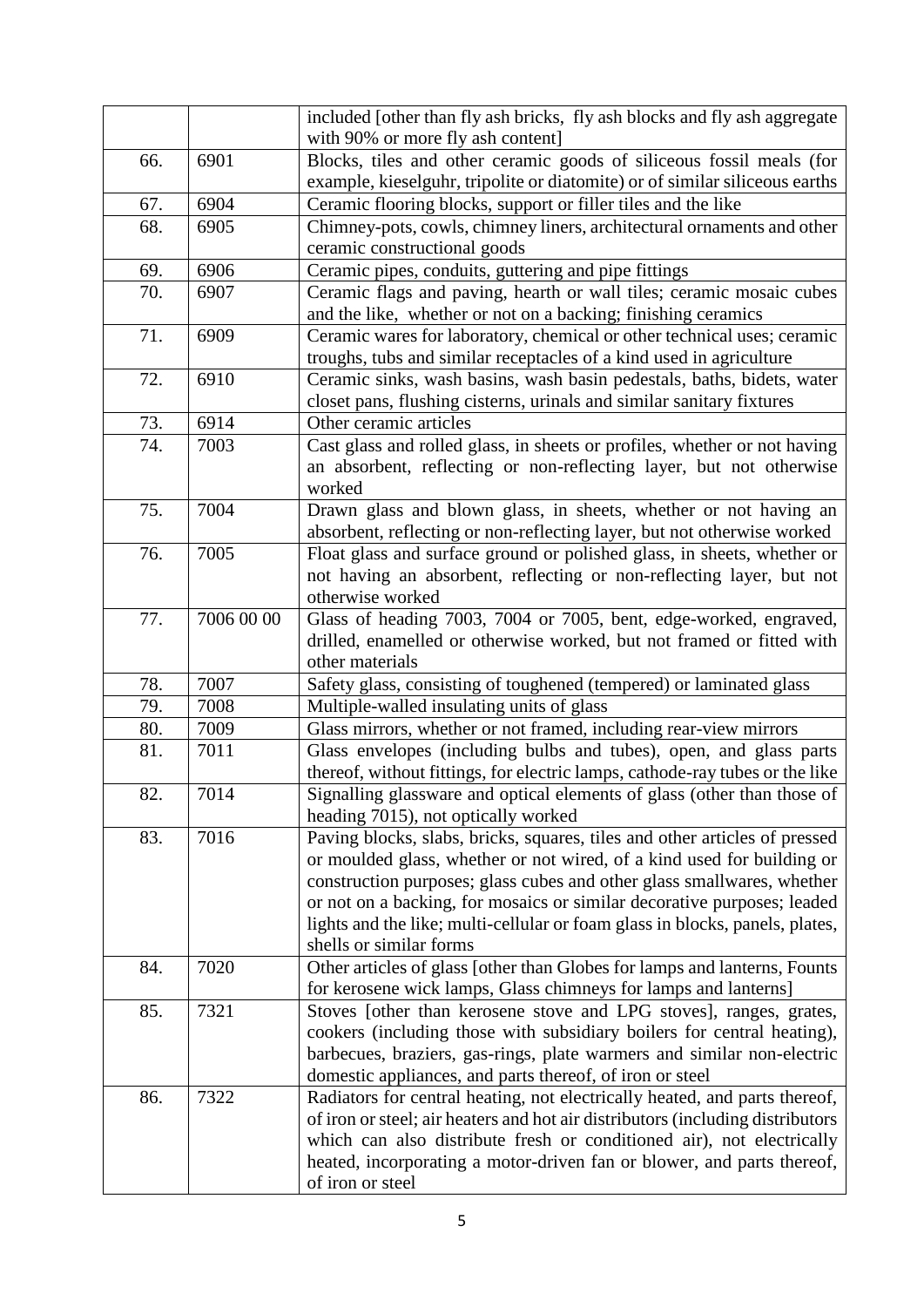| | | |
|---|---|---|
| | | included [other than fly ash bricks, fly ash blocks and fly ash aggregate with 90% or more fly ash content] |
| 66. | 6901 | Blocks, tiles and other ceramic goods of siliceous fossil meals (for example, kieselguhr, tripolite or diatomite) or of similar siliceous earths |
| 67. | 6904 | Ceramic flooring blocks, support or filler tiles and the like |
| 68. | 6905 | Chimney-pots, cowls, chimney liners, architectural ornaments and other ceramic constructional goods |
| 69. | 6906 | Ceramic pipes, conduits, guttering and pipe fittings |
| 70. | 6907 | Ceramic flags and paving, hearth or wall tiles; ceramic mosaic cubes and the like, whether or not on a backing; finishing ceramics |
| 71. | 6909 | Ceramic wares for laboratory, chemical or other technical uses; ceramic troughs, tubs and similar receptacles of a kind used in agriculture |
| 72. | 6910 | Ceramic sinks, wash basins, wash basin pedestals, baths, bidets, water closet pans, flushing cisterns, urinals and similar sanitary fixtures |
| 73. | 6914 | Other ceramic articles |
| 74. | 7003 | Cast glass and rolled glass, in sheets or profiles, whether or not having an absorbent, reflecting or non-reflecting layer, but not otherwise worked |
| 75. | 7004 | Drawn glass and blown glass, in sheets, whether or not having an absorbent, reflecting or non-reflecting layer, but not otherwise worked |
| 76. | 7005 | Float glass and surface ground or polished glass, in sheets, whether or not having an absorbent, reflecting or non-reflecting layer, but not otherwise worked |
| 77. | 7006 00 00 | Glass of heading 7003, 7004 or 7005, bent, edge-worked, engraved, drilled, enamelled or otherwise worked, but not framed or fitted with other materials |
| 78. | 7007 | Safety glass, consisting of toughened (tempered) or laminated glass |
| 79. | 7008 | Multiple-walled insulating units of glass |
| 80. | 7009 | Glass mirrors, whether or not framed, including rear-view mirrors |
| 81. | 7011 | Glass envelopes (including bulbs and tubes), open, and glass parts thereof, without fittings, for electric lamps, cathode-ray tubes or the like |
| 82. | 7014 | Signalling glassware and optical elements of glass (other than those of heading 7015), not optically worked |
| 83. | 7016 | Paving blocks, slabs, bricks, squares, tiles and other articles of pressed or moulded glass, whether or not wired, of a kind used for building or construction purposes; glass cubes and other glass smallwares, whether or not on a backing, for mosaics or similar decorative purposes; leaded lights and the like; multi-cellular or foam glass in blocks, panels, plates, shells or similar forms |
| 84. | 7020 | Other articles of glass [other than Globes for lamps and lanterns, Founts for kerosene wick lamps, Glass chimneys for lamps and lanterns] |
| 85. | 7321 | Stoves [other than kerosene stove and LPG stoves], ranges, grates, cookers (including those with subsidiary boilers for central heating), barbecues, braziers, gas-rings, plate warmers and similar non-electric domestic appliances, and parts thereof, of iron or steel |
| 86. | 7322 | Radiators for central heating, not electrically heated, and parts thereof, of iron or steel; air heaters and hot air distributors (including distributors which can also distribute fresh or conditioned air), not electrically heated, incorporating a motor-driven fan or blower, and parts thereof, of iron or steel |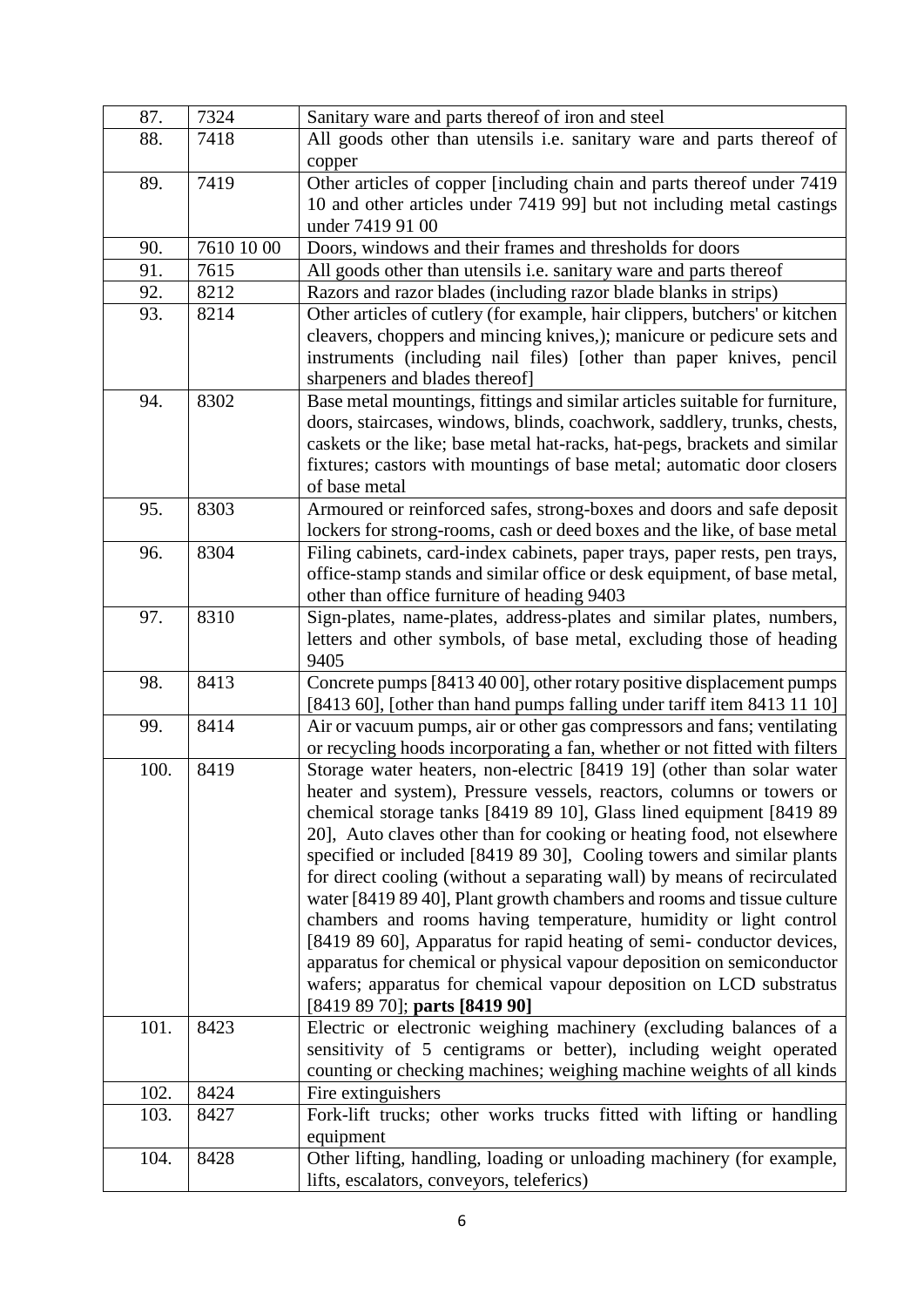| 87. | 7324 | Sanitary ware and parts thereof of iron and steel |
|---|---|---|
| 88. | 7418 | All goods other than utensils i.e. sanitary ware and parts thereof of copper |
| 89. | 7419 | Other articles of copper [including chain and parts thereof under 7419 10 and other articles under 7419 99] but not including metal castings under 7419 91 00 |
| 90. | 7610 10 00 | Doors, windows and their frames and thresholds for doors |
| 91. | 7615 | All goods other than utensils i.e. sanitary ware and parts thereof |
| 92. | 8212 | Razors and razor blades (including razor blade blanks in strips) |
| 93. | 8214 | Other articles of cutlery (for example, hair clippers, butchers' or kitchen cleavers, choppers and mincing knives,); manicure or pedicure sets and instruments (including nail files) [other than paper knives, pencil sharpeners and blades thereof] |
| 94. | 8302 | Base metal mountings, fittings and similar articles suitable for furniture, doors, staircases, windows, blinds, coachwork, saddlery, trunks, chests, caskets or the like; base metal hat-racks, hat-pegs, brackets and similar fixtures; castors with mountings of base metal; automatic door closers of base metal |
| 95. | 8303 | Armoured or reinforced safes, strong-boxes and doors and safe deposit lockers for strong-rooms, cash or deed boxes and the like, of base metal |
| 96. | 8304 | Filing cabinets, card-index cabinets, paper trays, paper rests, pen trays, office-stamp stands and similar office or desk equipment, of base metal, other than office furniture of heading 9403 |
| 97. | 8310 | Sign-plates, name-plates, address-plates and similar plates, numbers, letters and other symbols, of base metal, excluding those of heading 9405 |
| 98. | 8413 | Concrete pumps [8413 40 00], other rotary positive displacement pumps [8413 60], [other than hand pumps falling under tariff item 8413 11 10] |
| 99. | 8414 | Air or vacuum pumps, air or other gas compressors and fans; ventilating or recycling hoods incorporating a fan, whether or not fitted with filters |
| 100. | 8419 | Storage water heaters, non-electric [8419 19] (other than solar water heater and system), Pressure vessels, reactors, columns or towers or chemical storage tanks [8419 89 10], Glass lined equipment [8419 89 20], Auto claves other than for cooking or heating food, not elsewhere specified or included [8419 89 30], Cooling towers and similar plants for direct cooling (without a separating wall) by means of recirculated water [8419 89 40], Plant growth chambers and rooms and tissue culture chambers and rooms having temperature, humidity or light control [8419 89 60], Apparatus for rapid heating of semi- conductor devices, apparatus for chemical or physical vapour deposition on semiconductor wafers; apparatus for chemical vapour deposition on LCD substratus [8419 89 70]; **parts [8419 90]** |
| 101. | 8423 | Electric or electronic weighing machinery (excluding balances of a sensitivity of 5 centigrams or better), including weight operated counting or checking machines; weighing machine weights of all kinds |
| 102. | 8424 | Fire extinguishers |
| 103. | 8427 | Fork-lift trucks; other works trucks fitted with lifting or handling equipment |
| 104. | 8428 | Other lifting, handling, loading or unloading machinery (for example, lifts, escalators, conveyors, teleferics) |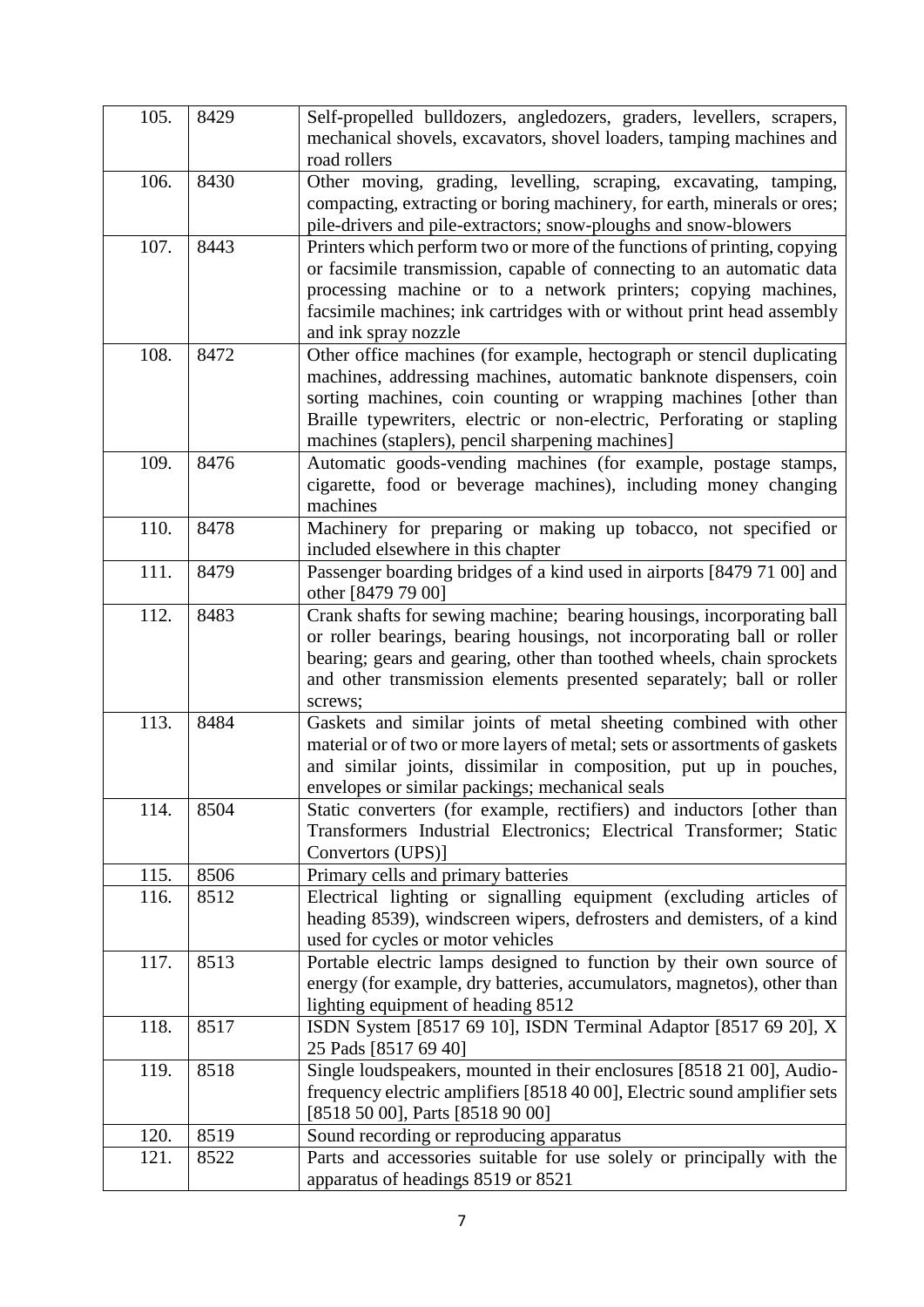| 105. | 8429 | Self-propelled bulldozers, angledozers, graders, levellers, scrapers, mechanical shovels, excavators, shovel loaders, tamping machines and road rollers |
|---|---|---|
| 106. | 8430 | Other moving, grading, levelling, scraping, excavating, tamping, compacting, extracting or boring machinery, for earth, minerals or ores; pile-drivers and pile-extractors; snow-ploughs and snow-blowers |
| 107. | 8443 | Printers which perform two or more of the functions of printing, copying or facsimile transmission, capable of connecting to an automatic data processing machine or to a network printers; copying machines, facsimile machines; ink cartridges with or without print head assembly and ink spray nozzle |
| 108. | 8472 | Other office machines (for example, hectograph or stencil duplicating machines, addressing machines, automatic banknote dispensers, coin sorting machines, coin counting or wrapping machines [other than Braille typewriters, electric or non-electric, Perforating or stapling machines (staplers), pencil sharpening machines] |
| 109. | 8476 | Automatic goods-vending machines (for example, postage stamps, cigarette, food or beverage machines), including money changing machines |
| 110. | 8478 | Machinery for preparing or making up tobacco, not specified or included elsewhere in this chapter |
| 111. | 8479 | Passenger boarding bridges of a kind used in airports [8479 71 00] and other [8479 79 00] |
| 112. | 8483 | Crank shafts for sewing machine; bearing housings, incorporating ball or roller bearings, bearing housings, not incorporating ball or roller bearing; gears and gearing, other than toothed wheels, chain sprockets and other transmission elements presented separately; ball or roller screws; |
| 113. | 8484 | Gaskets and similar joints of metal sheeting combined with other material or of two or more layers of metal; sets or assortments of gaskets and similar joints, dissimilar in composition, put up in pouches, envelopes or similar packings; mechanical seals |
| 114. | 8504 | Static converters (for example, rectifiers) and inductors [other than Transformers Industrial Electronics; Electrical Transformer; Static Convertors (UPS)] |
| 115. | 8506 | Primary cells and primary batteries |
| 116. | 8512 | Electrical lighting or signalling equipment (excluding articles of heading 8539), windscreen wipers, defrosters and demisters, of a kind used for cycles or motor vehicles |
| 117. | 8513 | Portable electric lamps designed to function by their own source of energy (for example, dry batteries, accumulators, magnetos), other than lighting equipment of heading 8512 |
| 118. | 8517 | ISDN System [8517 69 10], ISDN Terminal Adaptor [8517 69 20], X 25 Pads [8517 69 40] |
| 119. | 8518 | Single loudspeakers, mounted in their enclosures [8518 21 00], Audio-frequency electric amplifiers [8518 40 00], Electric sound amplifier sets [8518 50 00], Parts [8518 90 00] |
| 120. | 8519 | Sound recording or reproducing apparatus |
| 121. | 8522 | Parts and accessories suitable for use solely or principally with the apparatus of headings 8519 or 8521 |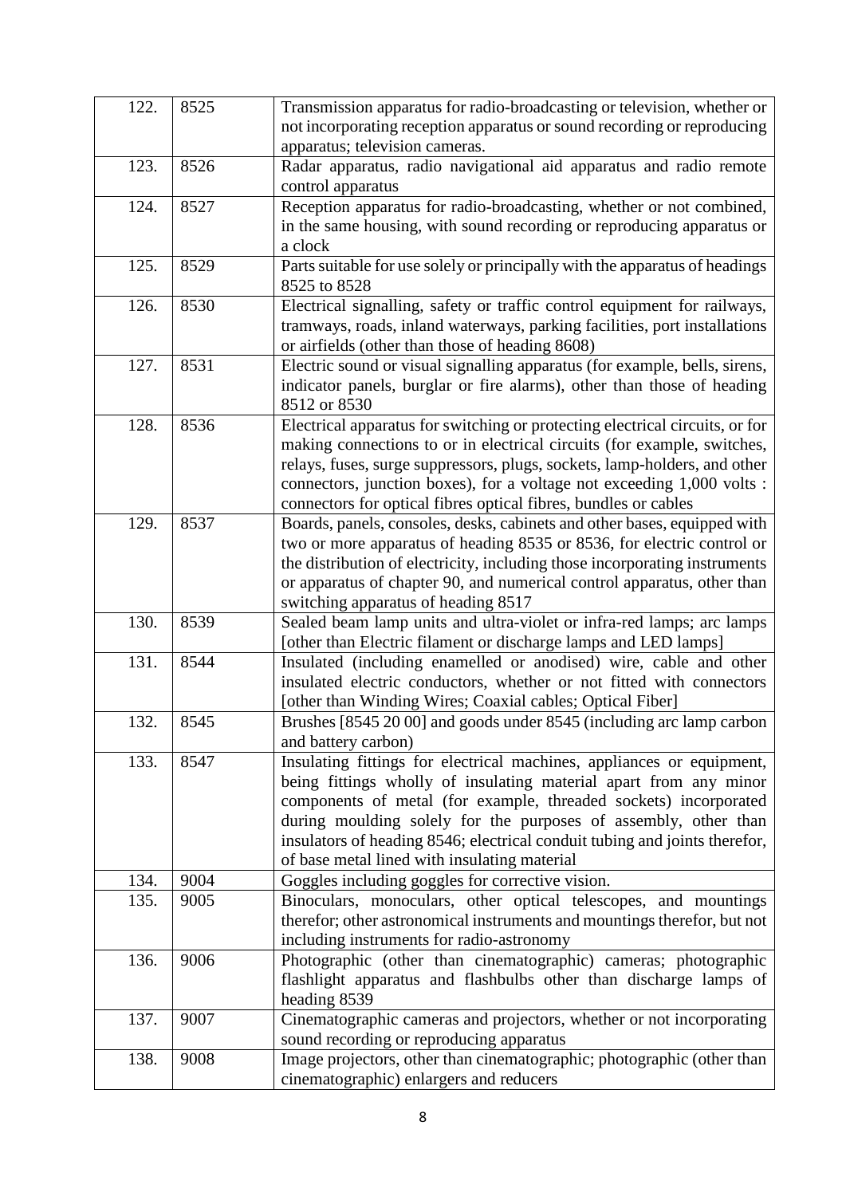| | | |
|---|---|---|
| 122. | 8525 | Transmission apparatus for radio-broadcasting or television, whether or not incorporating reception apparatus or sound recording or reproducing apparatus; television cameras. |
| 123. | 8526 | Radar apparatus, radio navigational aid apparatus and radio remote control apparatus |
| 124. | 8527 | Reception apparatus for radio-broadcasting, whether or not combined, in the same housing, with sound recording or reproducing apparatus or a clock |
| 125. | 8529 | Parts suitable for use solely or principally with the apparatus of headings 8525 to 8528 |
| 126. | 8530 | Electrical signalling, safety or traffic control equipment for railways, tramways, roads, inland waterways, parking facilities, port installations or airfields (other than those of heading 8608) |
| 127. | 8531 | Electric sound or visual signalling apparatus (for example, bells, sirens, indicator panels, burglar or fire alarms), other than those of heading 8512 or 8530 |
| 128. | 8536 | Electrical apparatus for switching or protecting electrical circuits, or for making connections to or in electrical circuits (for example, switches, relays, fuses, surge suppressors, plugs, sockets, lamp-holders, and other connectors, junction boxes), for a voltage not exceeding 1,000 volts : connectors for optical fibres optical fibres, bundles or cables |
| 129. | 8537 | Boards, panels, consoles, desks, cabinets and other bases, equipped with two or more apparatus of heading 8535 or 8536, for electric control or the distribution of electricity, including those incorporating instruments or apparatus of chapter 90, and numerical control apparatus, other than switching apparatus of heading 8517 |
| 130. | 8539 | Sealed beam lamp units and ultra-violet or infra-red lamps; arc lamps [other than Electric filament or discharge lamps and LED lamps] |
| 131. | 8544 | Insulated (including enamelled or anodised) wire, cable and other insulated electric conductors, whether or not fitted with connectors [other than Winding Wires; Coaxial cables; Optical Fiber] |
| 132. | 8545 | Brushes [8545 20 00] and goods under 8545 (including arc lamp carbon and battery carbon) |
| 133. | 8547 | Insulating fittings for electrical machines, appliances or equipment, being fittings wholly of insulating material apart from any minor components of metal (for example, threaded sockets) incorporated during moulding solely for the purposes of assembly, other than insulators of heading 8546; electrical conduit tubing and joints therefor, of base metal lined with insulating material |
| 134. | 9004 | Goggles including goggles for corrective vision. |
| 135. | 9005 | Binoculars, monoculars, other optical telescopes, and mountings therefor; other astronomical instruments and mountings therefor, but not including instruments for radio-astronomy |
| 136. | 9006 | Photographic (other than cinematographic) cameras; photographic flashlight apparatus and flashbulbs other than discharge lamps of heading 8539 |
| 137. | 9007 | Cinematographic cameras and projectors, whether or not incorporating sound recording or reproducing apparatus |
| 138. | 9008 | Image projectors, other than cinematographic; photographic (other than cinematographic) enlargers and reducers |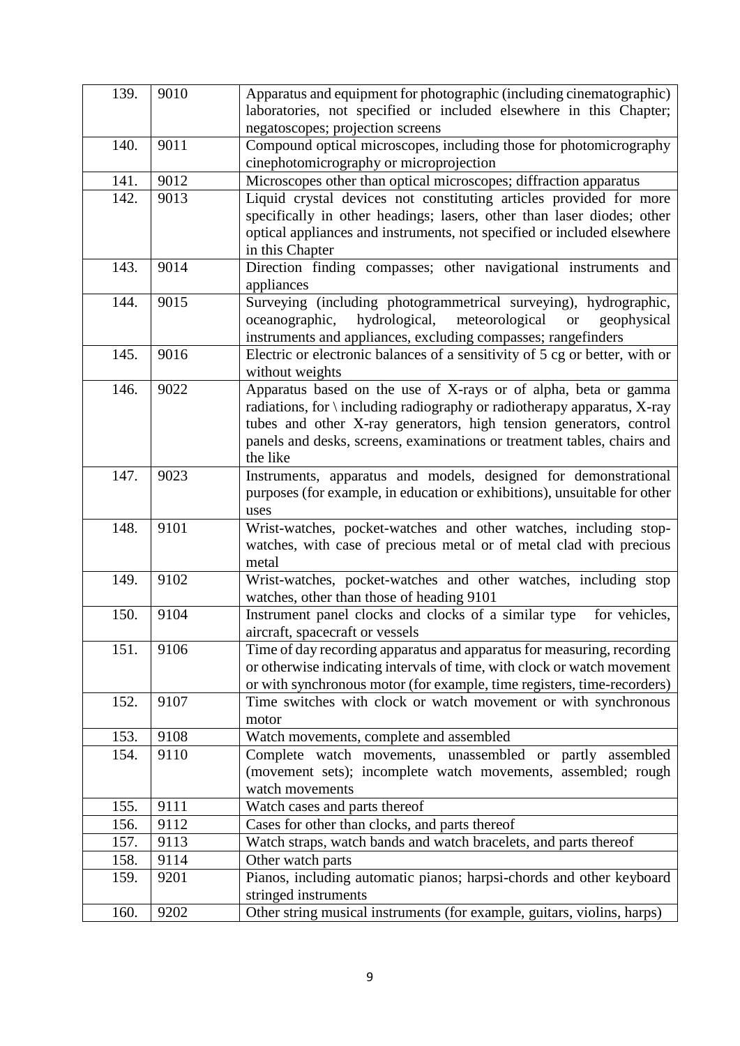| 139. | 9010 | Apparatus and equipment for photographic (including cinematographic) laboratories, not specified or included elsewhere in this Chapter; negatoscopes; projection screens |
|---|---|---|
| 140. | 9011 | Compound optical microscopes, including those for photomicrography cinephotomicrography or microprojection |
| 141. | 9012 | Microscopes other than optical microscopes; diffraction apparatus |
| 142. | 9013 | Liquid crystal devices not constituting articles provided for more specifically in other headings; lasers, other than laser diodes; other optical appliances and instruments, not specified or included elsewhere in this Chapter |
| 143. | 9014 | Direction finding compasses; other navigational instruments and appliances |
| 144. | 9015 | Surveying (including photogrammetrical surveying), hydrographic, oceanographic, hydrological, meteorological or geophysical instruments and appliances, excluding compasses; rangefinders |
| 145. | 9016 | Electric or electronic balances of a sensitivity of 5 cg or better, with or without weights |
| 146. | 9022 | Apparatus based on the use of X-rays or of alpha, beta or gamma radiations, for \ including radiography or radiotherapy apparatus, X-ray tubes and other X-ray generators, high tension generators, control panels and desks, screens, examinations or treatment tables, chairs and the like |
| 147. | 9023 | Instruments, apparatus and models, designed for demonstrational purposes (for example, in education or exhibitions), unsuitable for other uses |
| 148. | 9101 | Wrist-watches, pocket-watches and other watches, including stop-watches, with case of precious metal or of metal clad with precious metal |
| 149. | 9102 | Wrist-watches, pocket-watches and other watches, including stop watches, other than those of heading 9101 |
| 150. | 9104 | Instrument panel clocks and clocks of a similar type for vehicles, aircraft, spacecraft or vessels |
| 151. | 9106 | Time of day recording apparatus and apparatus for measuring, recording or otherwise indicating intervals of time, with clock or watch movement or with synchronous motor (for example, time registers, time-recorders) |
| 152. | 9107 | Time switches with clock or watch movement or with synchronous motor |
| 153. | 9108 | Watch movements, complete and assembled |
| 154. | 9110 | Complete watch movements, unassembled or partly assembled (movement sets); incomplete watch movements, assembled; rough watch movements |
| 155. | 9111 | Watch cases and parts thereof |
| 156. | 9112 | Cases for other than clocks, and parts thereof |
| 157. | 9113 | Watch straps, watch bands and watch bracelets, and parts thereof |
| 158. | 9114 | Other watch parts |
| 159. | 9201 | Pianos, including automatic pianos; harpsi-chords and other keyboard stringed instruments |
| 160. | 9202 | Other string musical instruments (for example, guitars, violins, harps) |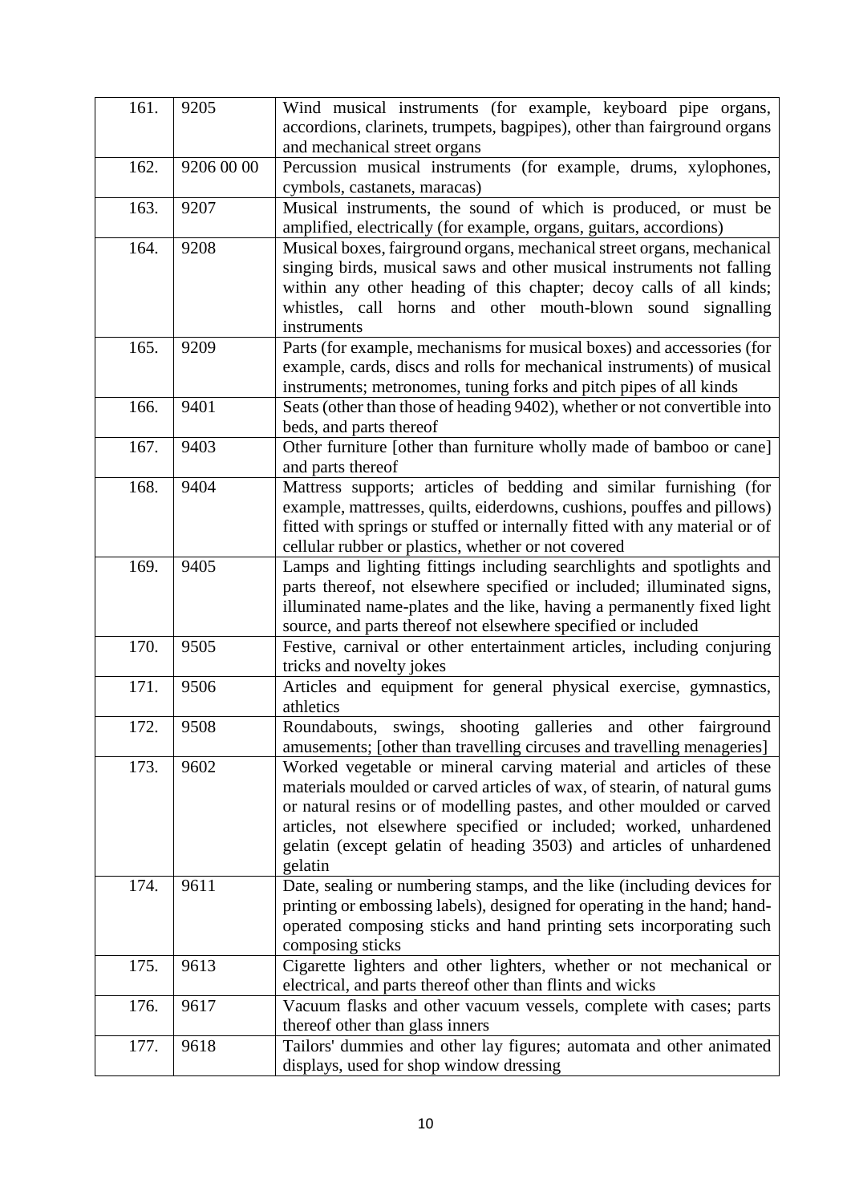| 161. | 9205 | Wind musical instruments (for example, keyboard pipe organs, accordions, clarinets, trumpets, bagpipes), other than fairground organs and mechanical street organs |
|---|---|---|
| 162. | 9206 00 00 | Percussion musical instruments (for example, drums, xylophones, cymbols, castanets, maracas) |
| 163. | 9207 | Musical instruments, the sound of which is produced, or must be amplified, electrically (for example, organs, guitars, accordions) |
| 164. | 9208 | Musical boxes, fairground organs, mechanical street organs, mechanical singing birds, musical saws and other musical instruments not falling within any other heading of this chapter; decoy calls of all kinds; whistles, call horns and other mouth-blown sound signalling instruments |
| 165. | 9209 | Parts (for example, mechanisms for musical boxes) and accessories (for example, cards, discs and rolls for mechanical instruments) of musical instruments; metronomes, tuning forks and pitch pipes of all kinds |
| 166. | 9401 | Seats (other than those of heading 9402), whether or not convertible into beds, and parts thereof |
| 167. | 9403 | Other furniture [other than furniture wholly made of bamboo or cane] and parts thereof |
| 168. | 9404 | Mattress supports; articles of bedding and similar furnishing (for example, mattresses, quilts, eiderdowns, cushions, pouffes and pillows) fitted with springs or stuffed or internally fitted with any material or of cellular rubber or plastics, whether or not covered |
| 169. | 9405 | Lamps and lighting fittings including searchlights and spotlights and parts thereof, not elsewhere specified or included; illuminated signs, illuminated name-plates and the like, having a permanently fixed light source, and parts thereof not elsewhere specified or included |
| 170. | 9505 | Festive, carnival or other entertainment articles, including conjuring tricks and novelty jokes |
| 171. | 9506 | Articles and equipment for general physical exercise, gymnastics, athletics |
| 172. | 9508 | Roundabouts, swings, shooting galleries and other fairground amusements; [other than travelling circuses and travelling menageries] |
| 173. | 9602 | Worked vegetable or mineral carving material and articles of these materials moulded or carved articles of wax, of stearin, of natural gums or natural resins or of modelling pastes, and other moulded or carved articles, not elsewhere specified or included; worked, unhardened gelatin (except gelatin of heading 3503) and articles of unhardened gelatin |
| 174. | 9611 | Date, sealing or numbering stamps, and the like (including devices for printing or embossing labels), designed for operating in the hand; hand-operated composing sticks and hand printing sets incorporating such composing sticks |
| 175. | 9613 | Cigarette lighters and other lighters, whether or not mechanical or electrical, and parts thereof other than flints and wicks |
| 176. | 9617 | Vacuum flasks and other vacuum vessels, complete with cases; parts thereof other than glass inners |
| 177. | 9618 | Tailors' dummies and other lay figures; automata and other animated displays, used for shop window dressing |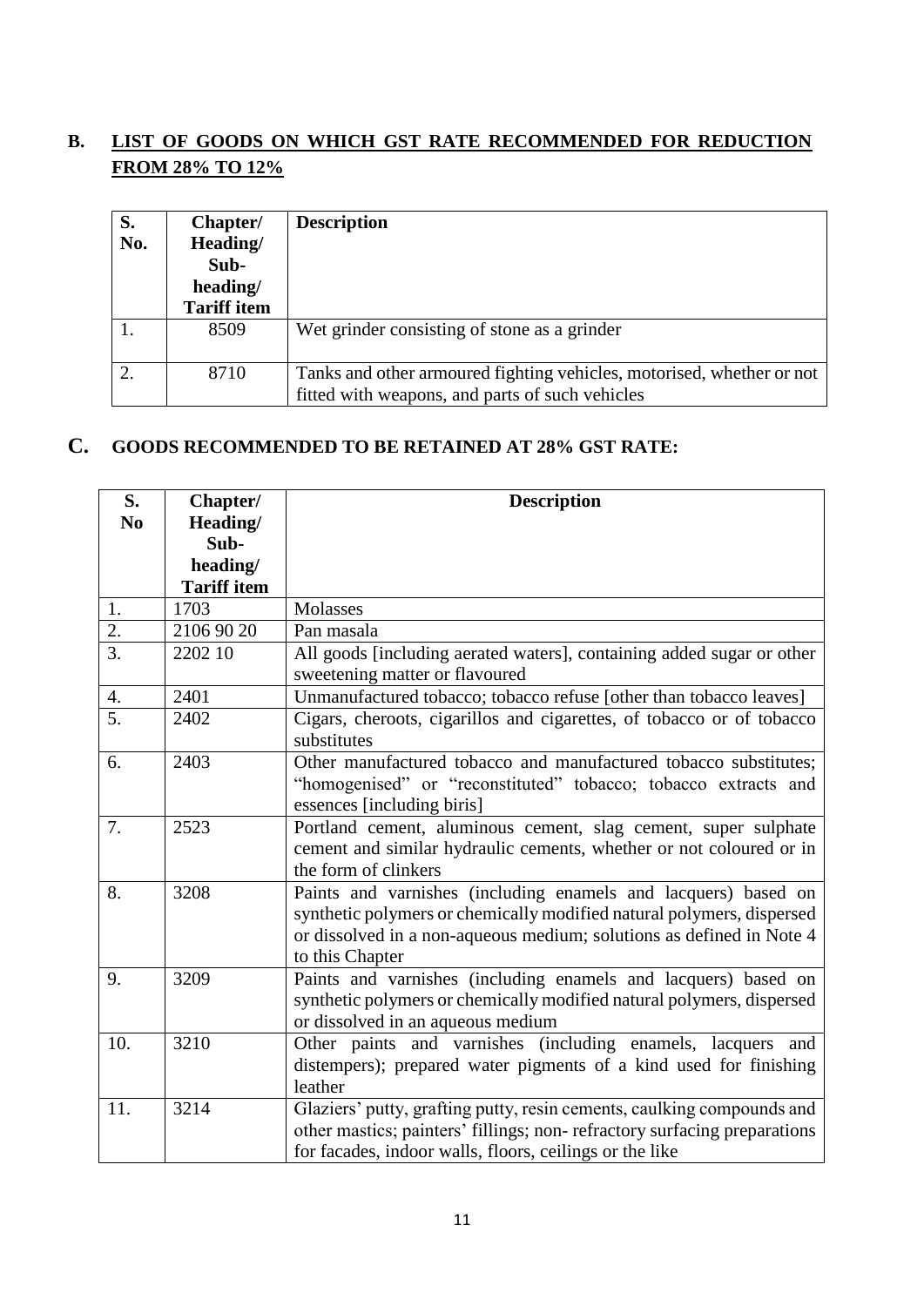## B. LIST OF GOODS ON WHICH GST RATE RECOMMENDED FOR REDUCTION FROM 28% TO 12%

| S. No. | Chapter/ Heading/ Sub-heading/ Tariff item | Description |
|---|---|---|
| 1. | 8509 | Wet grinder consisting of stone as a grinder |
| 2. | 8710 | Tanks and other armoured fighting vehicles, motorised, whether or not fitted with weapons, and parts of such vehicles |

## C. GOODS RECOMMENDED TO BE RETAINED AT 28% GST RATE:

| S. No | Chapter/ Heading/ Sub-heading/ Tariff item | Description |
|---|---|---|
| 1. | 1703 | Molasses |
| 2. | 2106 90 20 | Pan masala |
| 3. | 2202 10 | All goods [including aerated waters], containing added sugar or other sweetening matter or flavoured |
| 4. | 2401 | Unmanufactured tobacco; tobacco refuse [other than tobacco leaves] |
| 5. | 2402 | Cigars, cheroots, cigarillos and cigarettes, of tobacco or of tobacco substitutes |
| 6. | 2403 | Other manufactured tobacco and manufactured tobacco substitutes; "homogenised" or "reconstituted" tobacco; tobacco extracts and essences [including biris] |
| 7. | 2523 | Portland cement, aluminous cement, slag cement, super sulphate cement and similar hydraulic cements, whether or not coloured or in the form of clinkers |
| 8. | 3208 | Paints and varnishes (including enamels and lacquers) based on synthetic polymers or chemically modified natural polymers, dispersed or dissolved in a non-aqueous medium; solutions as defined in Note 4 to this Chapter |
| 9. | 3209 | Paints and varnishes (including enamels and lacquers) based on synthetic polymers or chemically modified natural polymers, dispersed or dissolved in an aqueous medium |
| 10. | 3210 | Other paints and varnishes (including enamels, lacquers and distempers); prepared water pigments of a kind used for finishing leather |
| 11. | 3214 | Glaziers' putty, grafting putty, resin cements, caulking compounds and other mastics; painters' fillings; non- refractory surfacing preparations for facades, indoor walls, floors, ceilings or the like |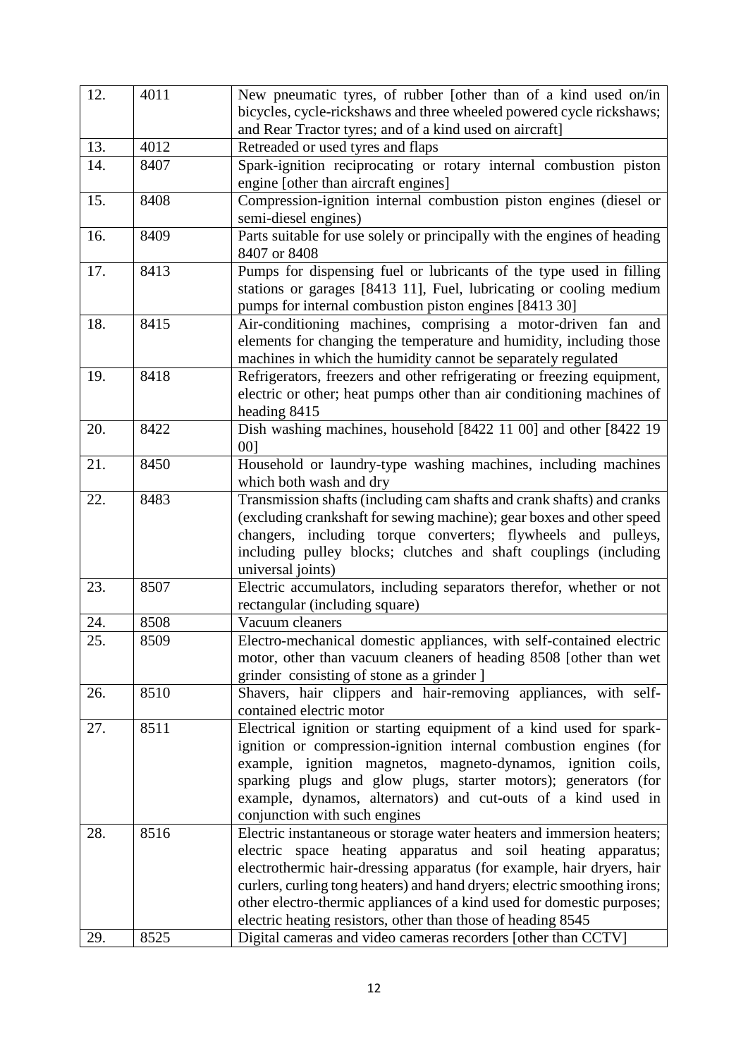| 12. | 4011 | New pneumatic tyres, of rubber [other than of a kind used on/in bicycles, cycle-rickshaws and three wheeled powered cycle rickshaws; and Rear Tractor tyres; and of a kind used on aircraft] |
|---|---|---|
| 13. | 4012 | Retreaded or used tyres and flaps |
| 14. | 8407 | Spark-ignition reciprocating or rotary internal combustion piston engine [other than aircraft engines] |
| 15. | 8408 | Compression-ignition internal combustion piston engines (diesel or semi-diesel engines) |
| 16. | 8409 | Parts suitable for use solely or principally with the engines of heading 8407 or 8408 |
| 17. | 8413 | Pumps for dispensing fuel or lubricants of the type used in filling stations or garages [8413 11], Fuel, lubricating or cooling medium pumps for internal combustion piston engines [8413 30] |
| 18. | 8415 | Air-conditioning machines, comprising a motor-driven fan and elements for changing the temperature and humidity, including those machines in which the humidity cannot be separately regulated |
| 19. | 8418 | Refrigerators, freezers and other refrigerating or freezing equipment, electric or other; heat pumps other than air conditioning machines of heading 8415 |
| 20. | 8422 | Dish washing machines, household [8422 11 00] and other [8422 19 00] |
| 21. | 8450 | Household or laundry-type washing machines, including machines which both wash and dry |
| 22. | 8483 | Transmission shafts (including cam shafts and crank shafts) and cranks (excluding crankshaft for sewing machine); gear boxes and other speed changers, including torque converters; flywheels and pulleys, including pulley blocks; clutches and shaft couplings (including universal joints) |
| 23. | 8507 | Electric accumulators, including separators therefor, whether or not rectangular (including square) |
| 24. | 8508 | Vacuum cleaners |
| 25. | 8509 | Electro-mechanical domestic appliances, with self-contained electric motor, other than vacuum cleaners of heading 8508 [other than wet grinder consisting of stone as a grinder ] |
| 26. | 8510 | Shavers, hair clippers and hair-removing appliances, with self-contained electric motor |
| 27. | 8511 | Electrical ignition or starting equipment of a kind used for spark-ignition or compression-ignition internal combustion engines (for example, ignition magnetos, magneto-dynamos, ignition coils, sparking plugs and glow plugs, starter motors); generators (for example, dynamos, alternators) and cut-outs of a kind used in conjunction with such engines |
| 28. | 8516 | Electric instantaneous or storage water heaters and immersion heaters; electric space heating apparatus and soil heating apparatus; electrothermic hair-dressing apparatus (for example, hair dryers, hair curlers, curling tong heaters) and hand dryers; electric smoothing irons; other electro-thermic appliances of a kind used for domestic purposes; electric heating resistors, other than those of heading 8545 |
| 29. | 8525 | Digital cameras and video cameras recorders [other than CCTV] |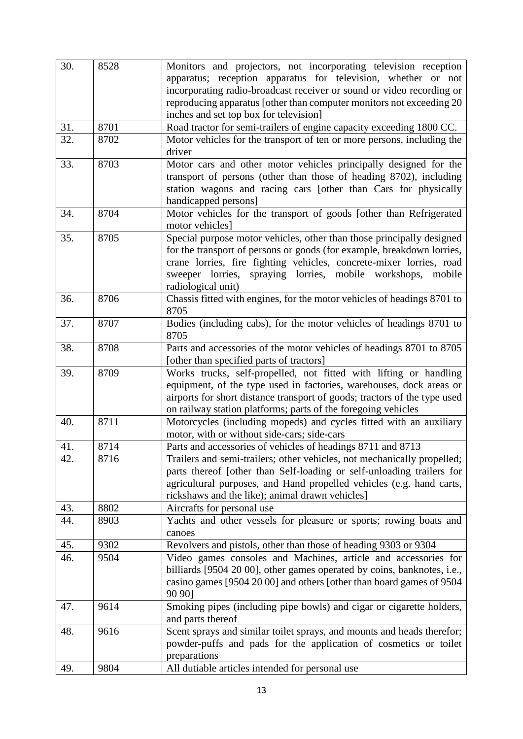| | | |
|---|---|---|
| 30. | 8528 | Monitors and projectors, not incorporating television reception apparatus; reception apparatus for television, whether or not incorporating radio-broadcast receiver or sound or video recording or reproducing apparatus [other than computer monitors not exceeding 20 inches and set top box for television] |
| 31. | 8701 | Road tractor for semi-trailers of engine capacity exceeding 1800 CC. |
| 32. | 8702 | Motor vehicles for the transport of ten or more persons, including the driver |
| 33. | 8703 | Motor cars and other motor vehicles principally designed for the transport of persons (other than those of heading 8702), including station wagons and racing cars [other than Cars for physically handicapped persons] |
| 34. | 8704 | Motor vehicles for the transport of goods [other than Refrigerated motor vehicles] |
| 35. | 8705 | Special purpose motor vehicles, other than those principally designed for the transport of persons or goods (for example, breakdown lorries, crane lorries, fire fighting vehicles, concrete-mixer lorries, road sweeper lorries, spraying lorries, mobile workshops, mobile radiological unit) |
| 36. | 8706 | Chassis fitted with engines, for the motor vehicles of headings 8701 to 8705 |
| 37. | 8707 | Bodies (including cabs), for the motor vehicles of headings 8701 to 8705 |
| 38. | 8708 | Parts and accessories of the motor vehicles of headings 8701 to 8705 [other than specified parts of tractors] |
| 39. | 8709 | Works trucks, self-propelled, not fitted with lifting or handling equipment, of the type used in factories, warehouses, dock areas or airports for short distance transport of goods; tractors of the type used on railway station platforms; parts of the foregoing vehicles |
| 40. | 8711 | Motorcycles (including mopeds) and cycles fitted with an auxiliary motor, with or without side-cars; side-cars |
| 41. | 8714 | Parts and accessories of vehicles of headings 8711 and 8713 |
| 42. | 8716 | Trailers and semi-trailers; other vehicles, not mechanically propelled; parts thereof [other than Self-loading or self-unloading trailers for agricultural purposes, and Hand propelled vehicles (e.g. hand carts, rickshaws and the like); animal drawn vehicles] |
| 43. | 8802 | Aircrafts for personal use |
| 44. | 8903 | Yachts and other vessels for pleasure or sports; rowing boats and canoes |
| 45. | 9302 | Revolvers and pistols, other than those of heading 9303 or 9304 |
| 46. | 9504 | Video games consoles and Machines, article and accessories for billiards [9504 20 00], other games operated by coins, banknotes, i.e., casino games [9504 20 00] and others [other than board games of 9504 90 90] |
| 47. | 9614 | Smoking pipes (including pipe bowls) and cigar or cigarette holders, and parts thereof |
| 48. | 9616 | Scent sprays and similar toilet sprays, and mounts and heads therefor; powder-puffs and pads for the application of cosmetics or toilet preparations |
| 49. | 9804 | All dutiable articles intended for personal use |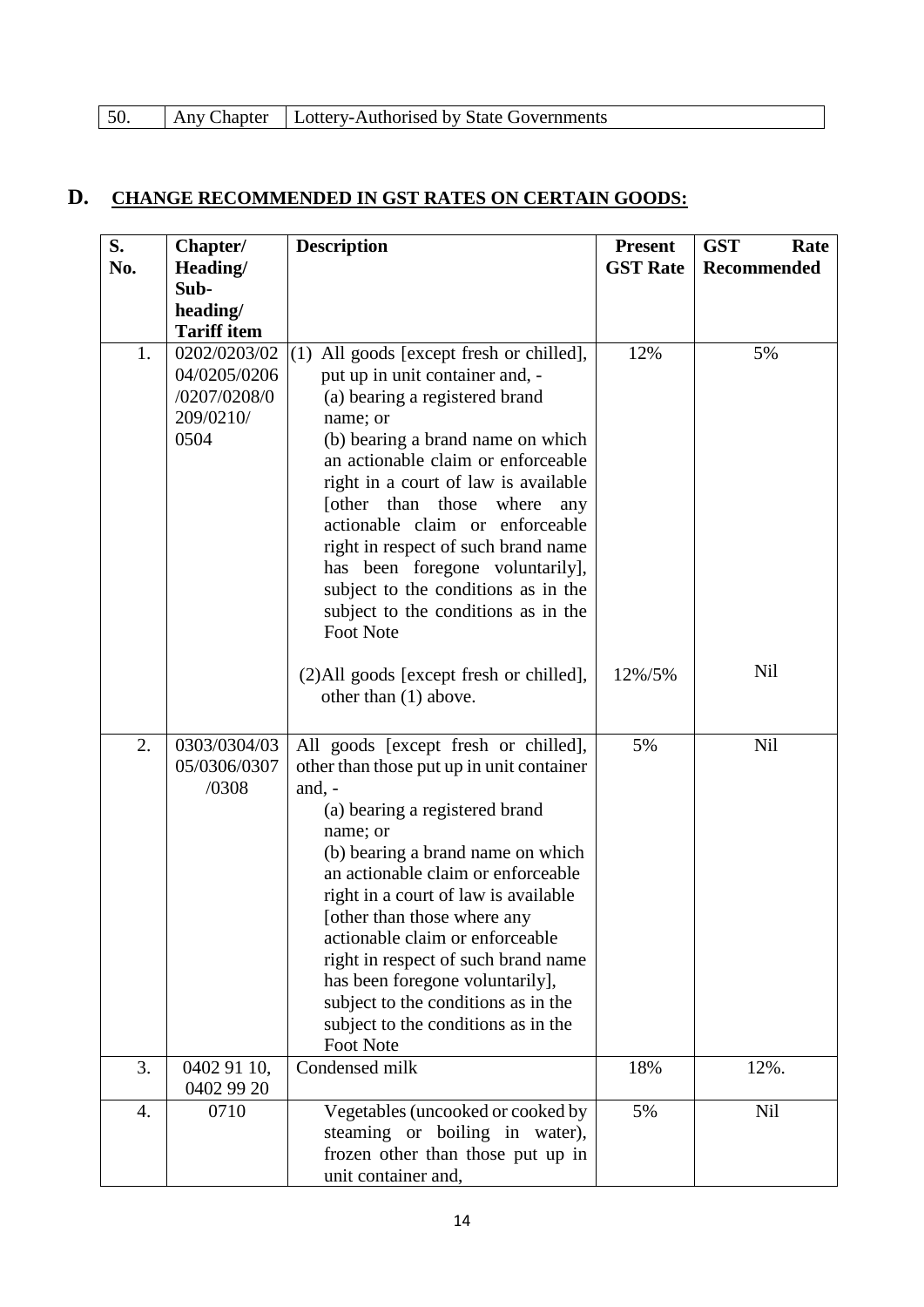| 50. | Any Chapter | Lottery-Authorised by State Governments |
|---|---|---|

## D. CHANGE RECOMMENDED IN GST RATES ON CERTAIN GOODS:

| S. No. | Chapter/ Heading/ Sub-heading/ Tariff item | Description | Present GST Rate | GST Rate Recommended |
|---|---|---|---|---|
| 1. | 0202/0203/0204/0205/0206/0207/0208/0209/0210/0504 | (1) All goods [except fresh or chilled], put up in unit container and, - (a) bearing a registered brand name; or (b) bearing a brand name on which an actionable claim or enforceable right in a court of law is available [other than those where any actionable claim or enforceable right in respect of such brand name has been foregone voluntarily], subject to the conditions as in the subject to the conditions as in the Foot Note | 12% | 5% |
| | | (2)All goods [except fresh or chilled], other than (1) above. | 12%/5% | Nil |
| 2. | 0303/0304/0305/0306/0307/0308 | All goods [except fresh or chilled], other than those put up in unit container and, - (a) bearing a registered brand name; or (b) bearing a brand name on which an actionable claim or enforceable right in a court of law is available [other than those where any actionable claim or enforceable right in respect of such brand name has been foregone voluntarily], subject to the conditions as in the subject to the conditions as in the Foot Note | 5% | Nil |
| 3. | 0402 91 10, 0402 99 20 | Condensed milk | 18% | 12%. |
| 4. | 0710 | Vegetables (uncooked or cooked by steaming or boiling in water), frozen other than those put up in unit container and, | 5% | Nil |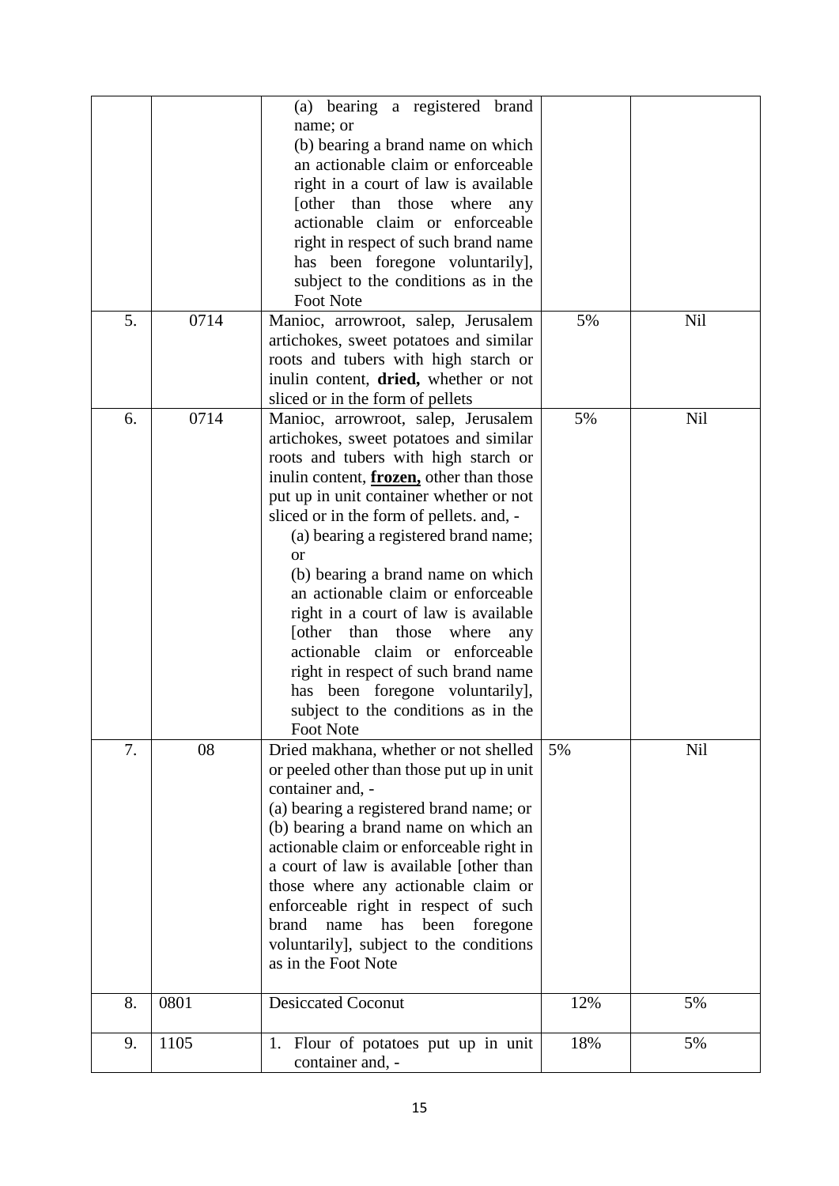|  |  |  |  |  |
|---|---|---|---|---|
|  |  | (a) bearing a registered brand name; or<br>(b) bearing a brand name on which an actionable claim or enforceable right in a court of law is available [other than those where any actionable claim or enforceable right in respect of such brand name has been foregone voluntarily], subject to the conditions as in the Foot Note |  |  |
| 5. | 0714 | Manioc, arrowroot, salep, Jerusalem artichokes, sweet potatoes and similar roots and tubers with high starch or inulin content, **dried,** whether or not sliced or in the form of pellets | 5% | Nil |
| 6. | 0714 | Manioc, arrowroot, salep, Jerusalem artichokes, sweet potatoes and similar roots and tubers with high starch or inulin content, **frozen,** other than those put up in unit container whether or not sliced or in the form of pellets. and, -<br>(a) bearing a registered brand name; or<br>(b) bearing a brand name on which an actionable claim or enforceable right in a court of law is available [other than those where any actionable claim or enforceable right in respect of such brand name has been foregone voluntarily], subject to the conditions as in the Foot Note | 5% | Nil |
| 7. | 08 | Dried makhana, whether or not shelled or peeled other than those put up in unit container and, -<br>(a) bearing a registered brand name; or<br>(b) bearing a brand name on which an actionable claim or enforceable right in a court of law is available [other than those where any actionable claim or enforceable right in respect of such brand name has been foregone voluntarily], subject to the conditions as in the Foot Note | 5% | Nil |
| 8. | 0801 | Desiccated Coconut | 12% | 5% |
| 9. | 1105 | 1. Flour of potatoes put up in unit container and, - | 18% | 5% |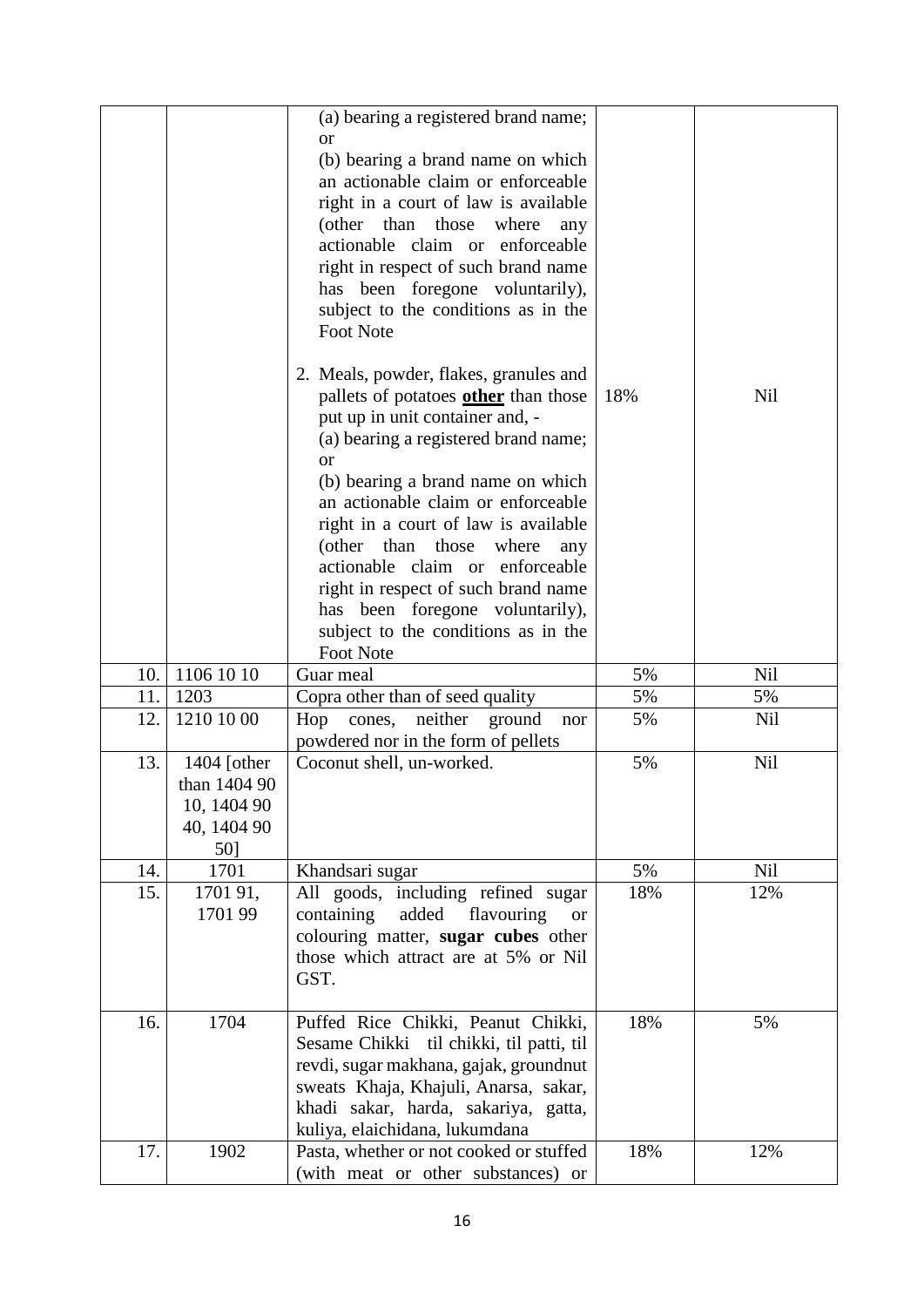| | | | | |
|---|---|---|---|---|
| | | (a) bearing a registered brand name; or<br>(b) bearing a brand name on which an actionable claim or enforceable right in a court of law is available (other than those where any actionable claim or enforceable right in respect of such brand name has been foregone voluntarily), subject to the conditions as in the Foot Note<br><br>2. Meals, powder, flakes, granules and pallets of potatoes **other** than those put up in unit container and, -<br>(a) bearing a registered brand name; or<br>(b) bearing a brand name on which an actionable claim or enforceable right in a court of law is available (other than those where any actionable claim or enforceable right in respect of such brand name has been foregone voluntarily), subject to the conditions as in the Foot Note | 18% | Nil |
| 10. | 1106 10 10 | Guar meal | 5% | Nil |
| 11. | 1203 | Copra other than of seed quality | 5% | 5% |
| 12. | 1210 10 00 | Hop cones, neither ground nor powdered nor in the form of pellets | 5% | Nil |
| 13. | 1404 [other than 1404 90 10, 1404 90 40, 1404 90 50] | Coconut shell, un-worked. | 5% | Nil |
| 14. | 1701 | Khandsari sugar | 5% | Nil |
| 15. | 1701 91, 1701 99 | All goods, including refined sugar containing added flavouring or colouring matter, **sugar cubes** other those which attract are at 5% or Nil GST. | 18% | 12% |
| 16. | 1704 | Puffed Rice Chikki, Peanut Chikki, Sesame Chikki til chikki, til patti, til revdi, sugar makhana, gajak, groundnut sweats Khaja, Khajuli, Anarsa, sakar, khadi sakar, harda, sakariya, gatta, kuliya, elaichidana, lukumdana | 18% | 5% |
| 17. | 1902 | Pasta, whether or not cooked or stuffed (with meat or other substances) or | 18% | 12% |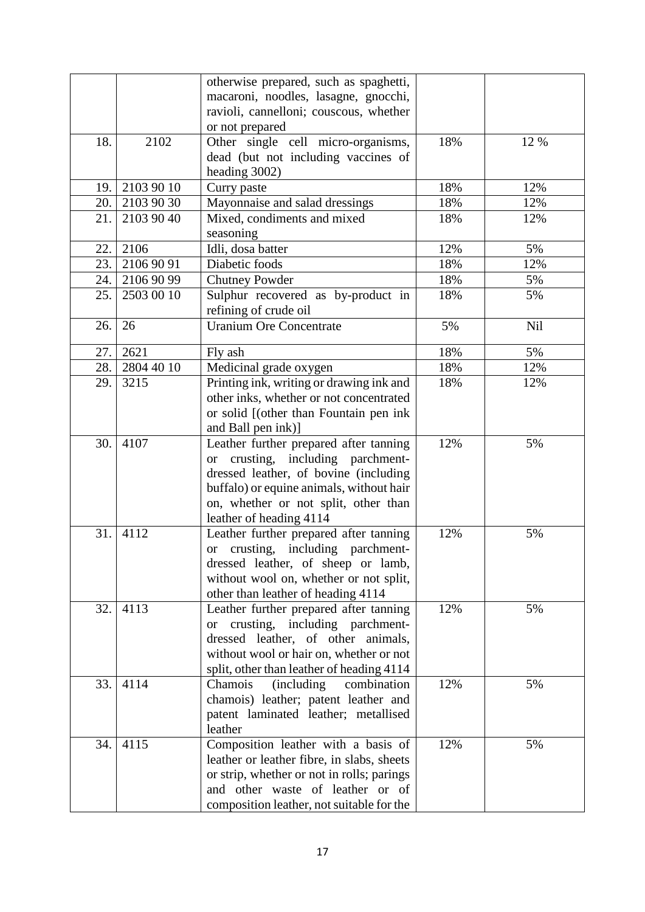| | | | | |
|---|---|---|---|---|
| | | otherwise prepared, such as spaghetti, macaroni, noodles, lasagne, gnocchi, ravioli, cannelloni; couscous, whether or not prepared | | |
| 18. | 2102 | Other single cell micro-organisms, dead (but not including vaccines of heading 3002) | 18% | 12 % |
| 19. | 2103 90 10 | Curry paste | 18% | 12% |
| 20. | 2103 90 30 | Mayonnaise and salad dressings | 18% | 12% |
| 21. | 2103 90 40 | Mixed, condiments and mixed seasoning | 18% | 12% |
| 22. | 2106 | Idli, dosa batter | 12% | 5% |
| 23. | 2106 90 91 | Diabetic foods | 18% | 12% |
| 24. | 2106 90 99 | Chutney Powder | 18% | 5% |
| 25. | 2503 00 10 | Sulphur recovered as by-product in refining of crude oil | 18% | 5% |
| 26. | 26 | Uranium Ore Concentrate | 5% | Nil |
| 27. | 2621 | Fly ash | 18% | 5% |
| 28. | 2804 40 10 | Medicinal grade oxygen | 18% | 12% |
| 29. | 3215 | Printing ink, writing or drawing ink and other inks, whether or not concentrated or solid [(other than Fountain pen ink and Ball pen ink)] | 18% | 12% |
| 30. | 4107 | Leather further prepared after tanning or crusting, including parchment-dressed leather, of bovine (including buffalo) or equine animals, without hair on, whether or not split, other than leather of heading 4114 | 12% | 5% |
| 31. | 4112 | Leather further prepared after tanning or crusting, including parchment-dressed leather, of sheep or lamb, without wool on, whether or not split, other than leather of heading 4114 | 12% | 5% |
| 32. | 4113 | Leather further prepared after tanning or crusting, including parchment-dressed leather, of other animals, without wool or hair on, whether or not split, other than leather of heading 4114 | 12% | 5% |
| 33. | 4114 | Chamois (including combination chamois) leather; patent leather and patent laminated leather; metallised leather | 12% | 5% |
| 34. | 4115 | Composition leather with a basis of leather or leather fibre, in slabs, sheets or strip, whether or not in rolls; parings and other waste of leather or of composition leather, not suitable for the | 12% | 5% |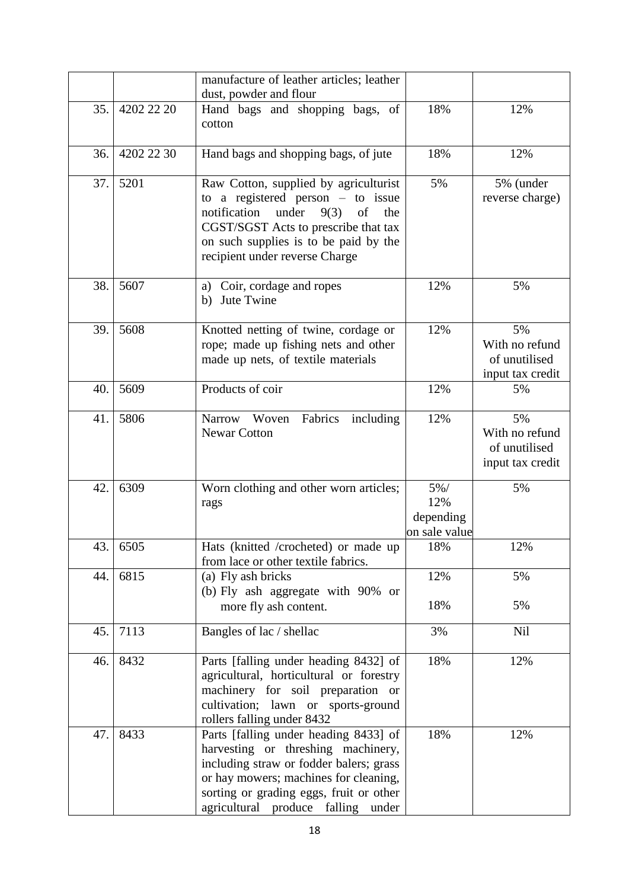| | | | | |
|---|---|---|---|---|
| | | manufacture of leather articles; leather dust, powder and flour | | |
| 35. | 4202 22 20 | Hand bags and shopping bags, of cotton | 18% | 12% |
| 36. | 4202 22 30 | Hand bags and shopping bags, of jute | 18% | 12% |
| 37. | 5201 | Raw Cotton, supplied by agriculturist to a registered person – to issue notification under 9(3) of the CGST/SGST Acts to prescribe that tax on such supplies is to be paid by the recipient under reverse Charge | 5% | 5% (under reverse charge) |
| 38. | 5607 | a) Coir, cordage and ropes<br>b) Jute Twine | 12% | 5% |
| 39. | 5608 | Knotted netting of twine, cordage or rope; made up fishing nets and other made up nets, of textile materials | 12% | 5% With no refund of unutilised input tax credit |
| 40. | 5609 | Products of coir | 12% | 5% |
| 41. | 5806 | Narrow Woven Fabrics including Newar Cotton | 12% | 5% With no refund of unutilised input tax credit |
| 42. | 6309 | Worn clothing and other worn articles; rags | 5%/ 12% depending on sale value | 5% |
| 43. | 6505 | Hats (knitted /crocheted) or made up from lace or other textile fabrics. | 18% | 12% |
| 44. | 6815 | (a) Fly ash bricks<br>(b) Fly ash aggregate with 90% or more fly ash content. | 12%<br>18% | 5%<br>5% |
| 45. | 7113 | Bangles of lac / shellac | 3% | Nil |
| 46. | 8432 | Parts [falling under heading 8432] of agricultural, horticultural or forestry machinery for soil preparation or cultivation; lawn or sports-ground rollers falling under 8432 | 18% | 12% |
| 47. | 8433 | Parts [falling under heading 8433] of harvesting or threshing machinery, including straw or fodder balers; grass or hay mowers; machines for cleaning, sorting or grading eggs, fruit or other agricultural produce falling under | 18% | 12% |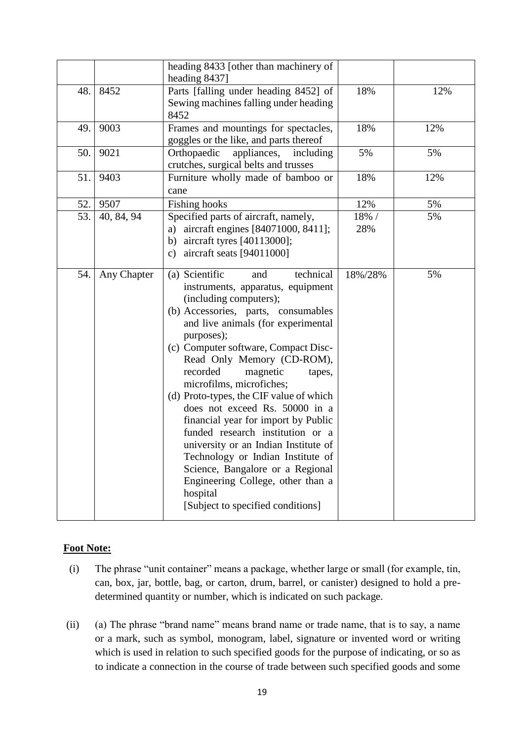| | | | | |
|---|---|---|---|---|
| | | heading 8433 [other than machinery of heading 8437] | | |
| 48. | 8452 | Parts [falling under heading 8452] of Sewing machines falling under heading 8452 | 18% | 12% |
| 49. | 9003 | Frames and mountings for spectacles, goggles or the like, and parts thereof | 18% | 12% |
| 50. | 9021 | Orthopaedic appliances, including crutches, surgical belts and trusses | 5% | 5% |
| 51. | 9403 | Furniture wholly made of bamboo or cane | 18% | 12% |
| 52. | 9507 | Fishing hooks | 12% | 5% |
| 53. | 40, 84, 94 | Specified parts of aircraft, namely,<br>a) aircraft engines [84071000, 8411];<br>b) aircraft tyres [40113000];<br>c) aircraft seats [94011000] | 18% / 28% | 5% |
| 54. | Any Chapter | (a) Scientific and technical instruments, apparatus, equipment (including computers);<br>(b) Accessories, parts, consumables and live animals (for experimental purposes);<br>(c) Computer software, Compact Disc-Read Only Memory (CD-ROM), recorded magnetic tapes, microfilms, microfiches;<br>(d) Proto-types, the CIF value of which does not exceed Rs. 50000 in a financial year for import by Public funded research institution or a university or an Indian Institute of Technology or Indian Institute of Science, Bangalore or a Regional Engineering College, other than a hospital<br>[Subject to specified conditions] | 18%/28% | 5% |

**Foot Note:**

(i) The phrase "unit container" means a package, whether large or small (for example, tin, can, box, jar, bottle, bag, or carton, drum, barrel, or canister) designed to hold a pre-determined quantity or number, which is indicated on such package.

(ii) (a) The phrase "brand name" means brand name or trade name, that is to say, a name or a mark, such as symbol, monogram, label, signature or invented word or writing which is used in relation to such specified goods for the purpose of indicating, or so as to indicate a connection in the course of trade between such specified goods and some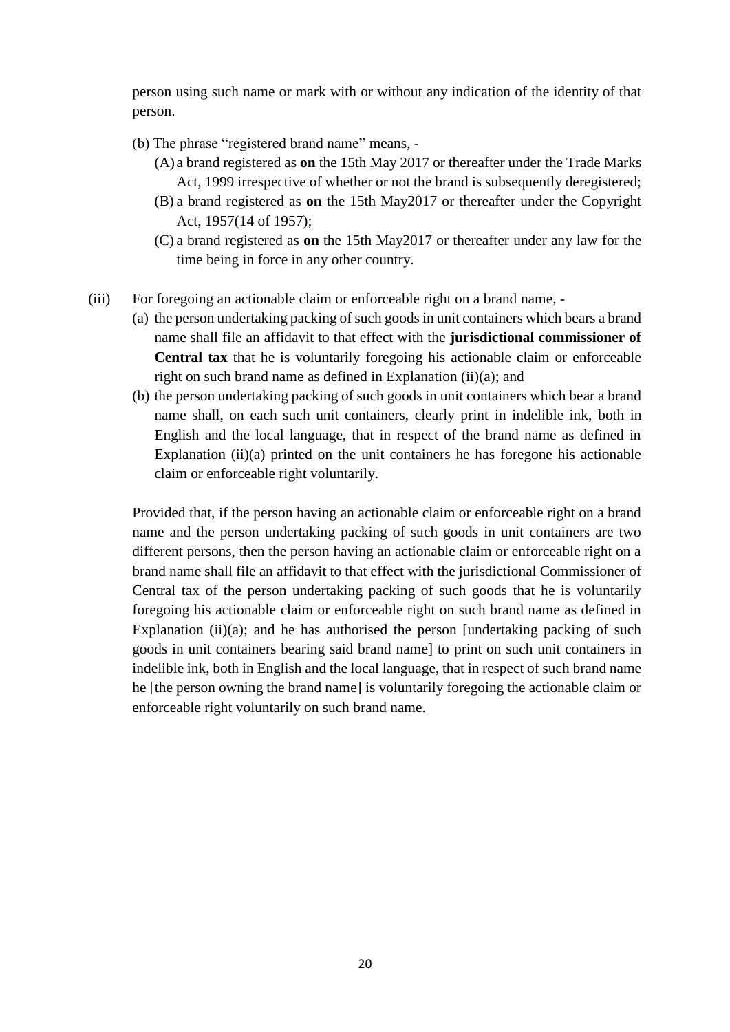person using such name or mark with or without any indication of the identity of that person.

(b) The phrase "registered brand name" means, -

(A) a brand registered as **on** the 15th May 2017 or thereafter under the Trade Marks Act, 1999 irrespective of whether or not the brand is subsequently deregistered;

(B) a brand registered as **on** the 15th May2017 or thereafter under the Copyright Act, 1957(14 of 1957);

(C) a brand registered as **on** the 15th May2017 or thereafter under any law for the time being in force in any other country.

(iii) For foregoing an actionable claim or enforceable right on a brand name, -

(a) the person undertaking packing of such goods in unit containers which bears a brand name shall file an affidavit to that effect with the **jurisdictional commissioner of Central tax** that he is voluntarily foregoing his actionable claim or enforceable right on such brand name as defined in Explanation (ii)(a); and

(b) the person undertaking packing of such goods in unit containers which bear a brand name shall, on each such unit containers, clearly print in indelible ink, both in English and the local language, that in respect of the brand name as defined in Explanation (ii)(a) printed on the unit containers he has foregone his actionable claim or enforceable right voluntarily.

Provided that, if the person having an actionable claim or enforceable right on a brand name and the person undertaking packing of such goods in unit containers are two different persons, then the person having an actionable claim or enforceable right on a brand name shall file an affidavit to that effect with the jurisdictional Commissioner of Central tax of the person undertaking packing of such goods that he is voluntarily foregoing his actionable claim or enforceable right on such brand name as defined in Explanation (ii)(a); and he has authorised the person [undertaking packing of such goods in unit containers bearing said brand name] to print on such unit containers in indelible ink, both in English and the local language, that in respect of such brand name he [the person owning the brand name] is voluntarily foregoing the actionable claim or enforceable right voluntarily on such brand name.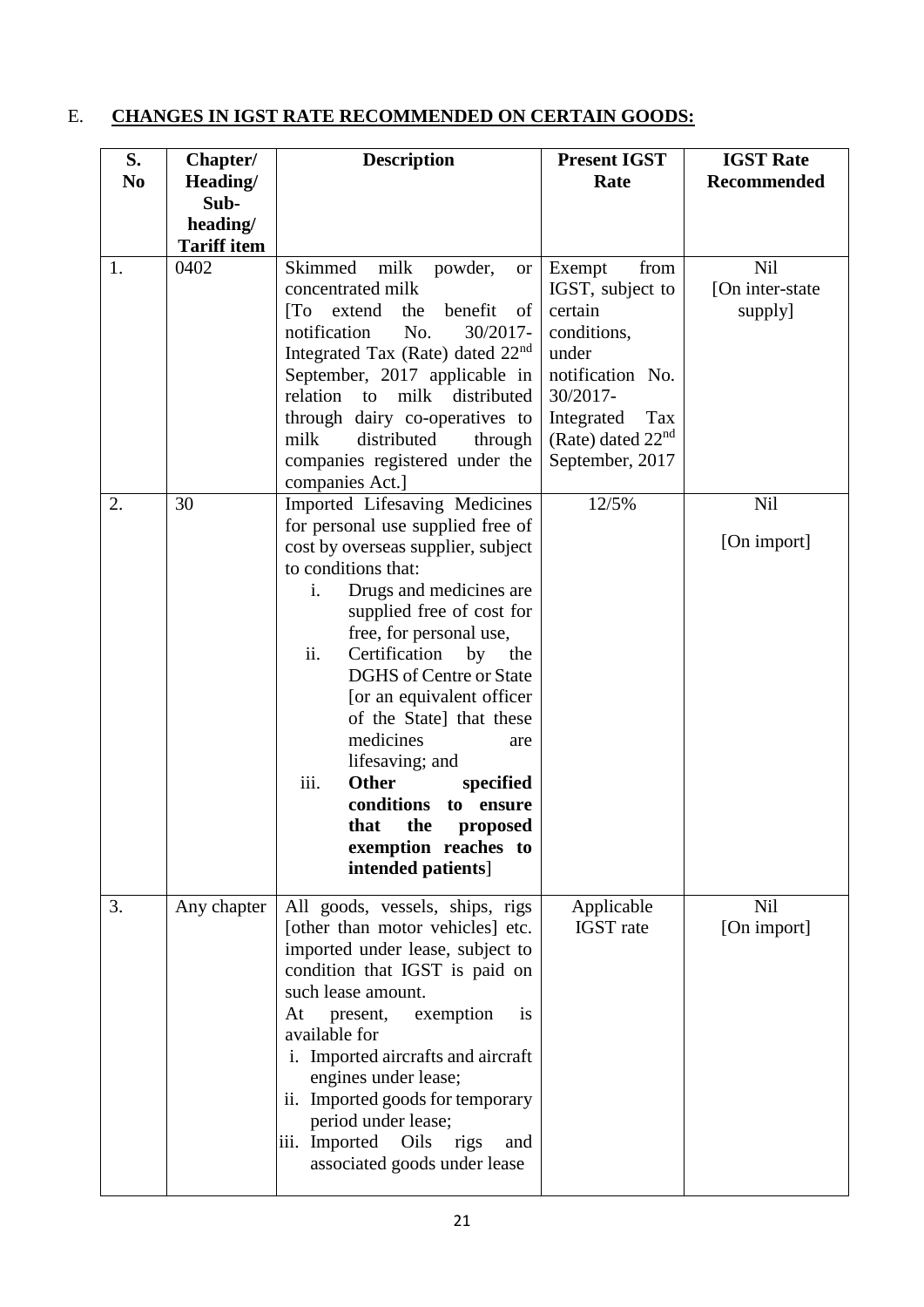## E. **CHANGES IN IGST RATE RECOMMENDED ON CERTAIN GOODS:**

| S. No | Chapter/ Heading/ Sub-heading/ Tariff item | Description | Present IGST Rate | IGST Rate Recommended |
|---|---|---|---|---|
| 1. | 0402 | Skimmed milk powder, or concentrated milk [To extend the benefit of notification No. 30/2017-Integrated Tax (Rate) dated 22nd September, 2017 applicable in relation to milk distributed through dairy co-operatives to milk distributed through companies registered under the companies Act.] | Exempt from IGST, subject to certain conditions, under notification No. 30/2017-Integrated Tax (Rate) dated 22nd September, 2017 | Nil [On inter-state supply] |
| 2. | 30 | Imported Lifesaving Medicines for personal use supplied free of cost by overseas supplier, subject to conditions that: i. Drugs and medicines are supplied free of cost for free, for personal use, ii. Certification by the DGHS of Centre or State [or an equivalent officer of the State] that these medicines are lifesaving; and iii. **Other specified conditions to ensure that the proposed exemption reaches to intended patients**] | 12/5% | Nil [On import] |
| 3. | Any chapter | All goods, vessels, ships, rigs [other than motor vehicles] etc. imported under lease, subject to condition that IGST is paid on such lease amount. At present, exemption is available for i. Imported aircrafts and aircraft engines under lease; ii. Imported goods for temporary period under lease; iii. Imported Oils rigs and associated goods under lease | Applicable IGST rate | Nil [On import] |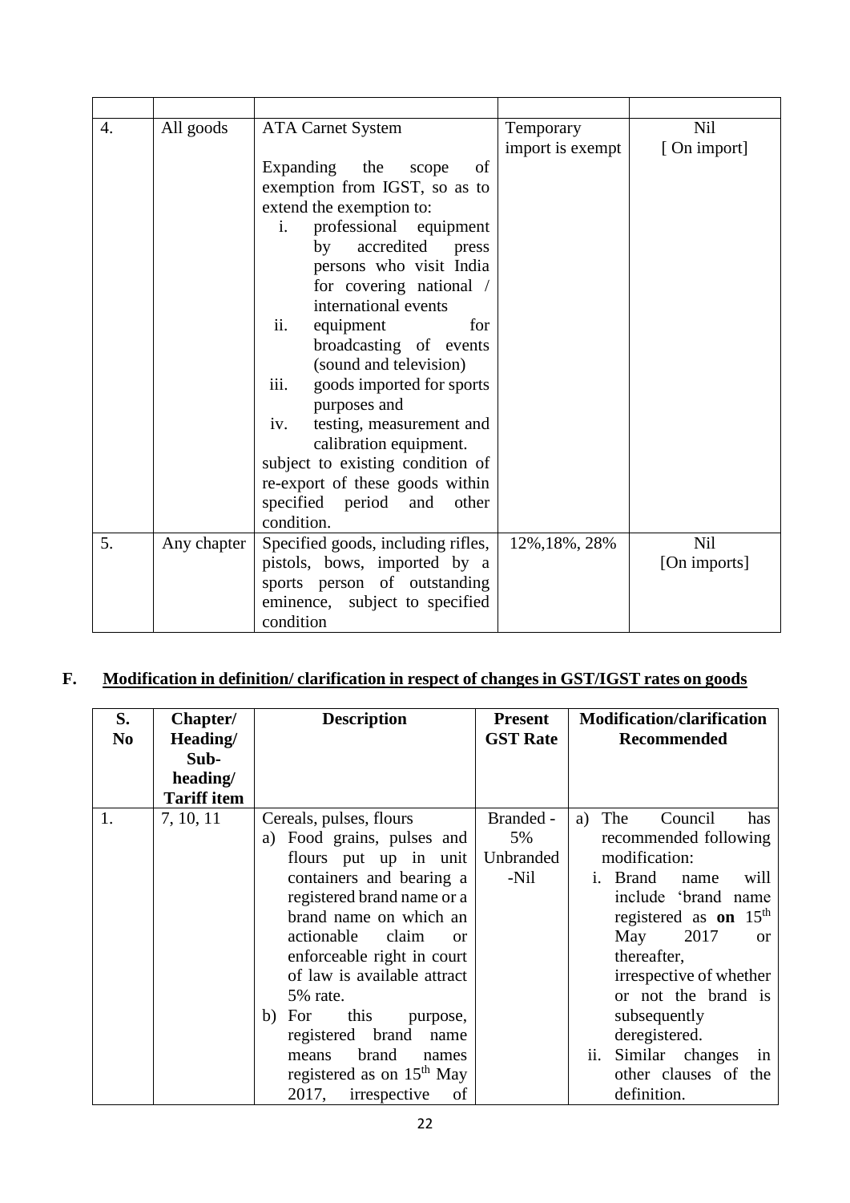| | | | | |
|---|---|---|---|---|
| 4. | All goods | ATA Carnet System<br><br>Expanding the scope of exemption from IGST, so as to extend the exemption to:<br>i. professional equipment by accredited press persons who visit India for covering national / international events<br>ii. equipment for broadcasting of events (sound and television)<br>iii. goods imported for sports purposes and<br>iv. testing, measurement and calibration equipment.<br>subject to existing condition of re-export of these goods within specified period and other condition. | Temporary import is exempt | Nil<br>[ On import] |
| 5. | Any chapter | Specified goods, including rifles, pistols, bows, imported by a sports person of outstanding eminence, subject to specified condition | 12%,18%, 28% | Nil<br>[On imports] |

## F. Modification in definition/ clarification in respect of changes in GST/IGST rates on goods

| S. No | Chapter/ Heading/ Sub-heading/ Tariff item | Description | Present GST Rate | Modification/clarification Recommended |
|---|---|---|---|---|
| 1. | 7, 10, 11 | Cereals, pulses, flours<br>a) Food grains, pulses and flours put up in unit containers and bearing a registered brand name or a brand name on which an actionable claim or enforceable right in court of law is available attract 5% rate.<br>b) For this purpose, registered brand name means brand names registered as on 15th May 2017, irrespective of | Branded - 5%<br>Unbranded -Nil | a) The Council has recommended following modification:<br>i. Brand name will include 'brand name registered as **on** 15th May 2017 or thereafter, irrespective of whether or not the brand is subsequently deregistered.<br>ii. Similar changes in other clauses of the definition. |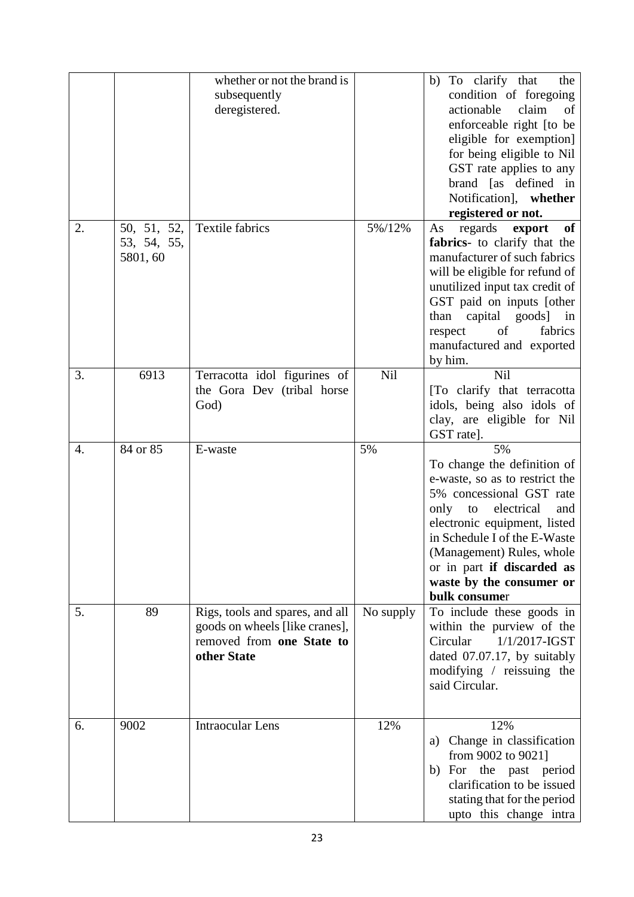| | | | | |
|---|---|---|---|---|
| | | whether or not the brand is subsequently deregistered. | | b) To clarify that the condition of foregoing actionable claim of enforceable right [to be eligible for exemption] for being eligible to Nil GST rate applies to any brand [as defined in Notification], **whether registered or not.** |
| 2. | 50, 51, 52, 53, 54, 55, 5801, 60 | Textile fabrics | 5%/12% | As regards **export of fabrics**- to clarify that the manufacturer of such fabrics will be eligible for refund of unutilized input tax credit of GST paid on inputs [other than capital goods] in respect of fabrics manufactured and exported by him. |
| 3. | 6913 | Terracotta idol figurines of the Gora Dev (tribal horse God) | Nil | Nil<br>[To clarify that terracotta idols, being also idols of clay, are eligible for Nil GST rate]. |
| 4. | 84 or 85 | E-waste | 5% | 5%<br>To change the definition of e-waste, so as to restrict the 5% concessional GST rate only to electrical and electronic equipment, listed in Schedule I of the E-Waste (Management) Rules, whole or in part **if discarded as waste by the consumer or bulk consume**r |
| 5. | 89 | Rigs, tools and spares, and all goods on wheels [like cranes], removed from **one State to other State** | No supply | To include these goods in within the purview of the Circular 1/1/2017-IGST dated 07.07.17, by suitably modifying / reissuing the said Circular. |
| 6. | 9002 | Intraocular Lens | 12% | 12%<br>a) Change in classification from 9002 to 9021]<br>b) For the past period clarification to be issued stating that for the period upto this change intra |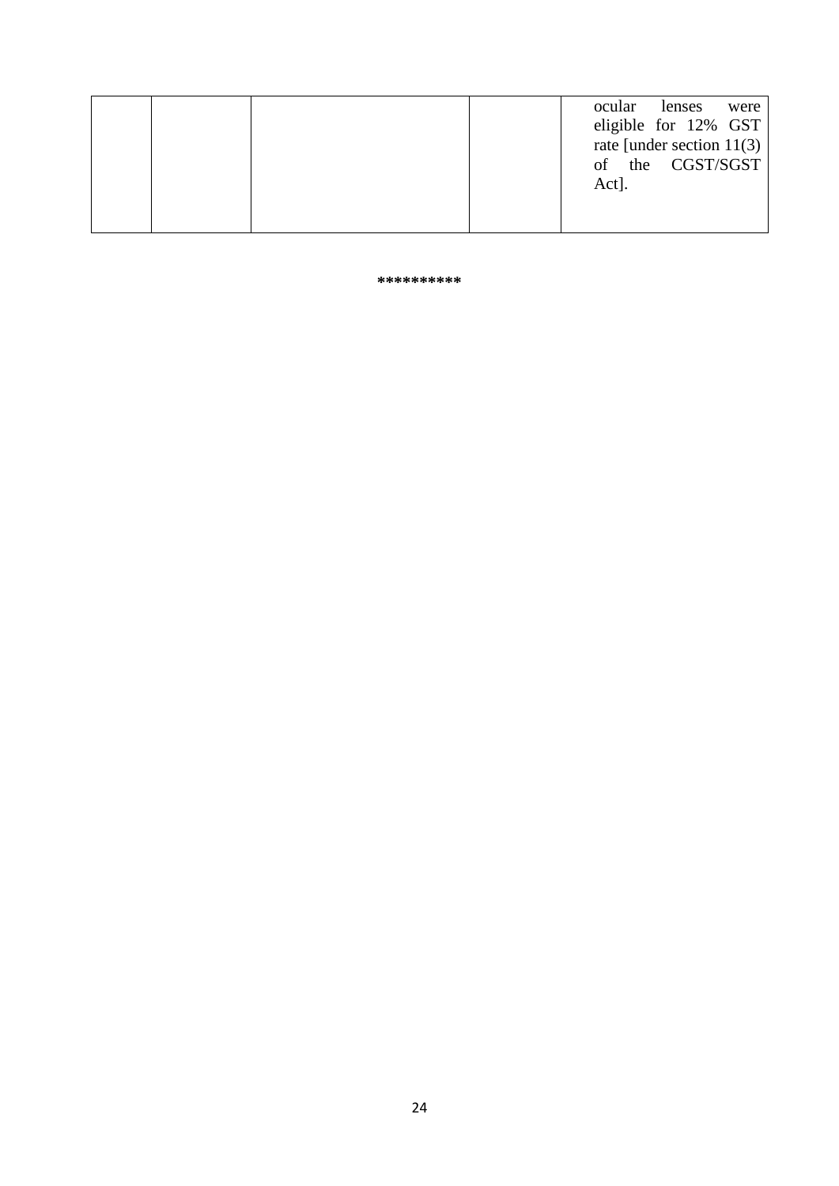| | | | | |
|---|---|---|---|---|
| | | | | ocular lenses were eligible for 12% GST rate [under section 11(3) of the CGST/SGST Act]. |

*********